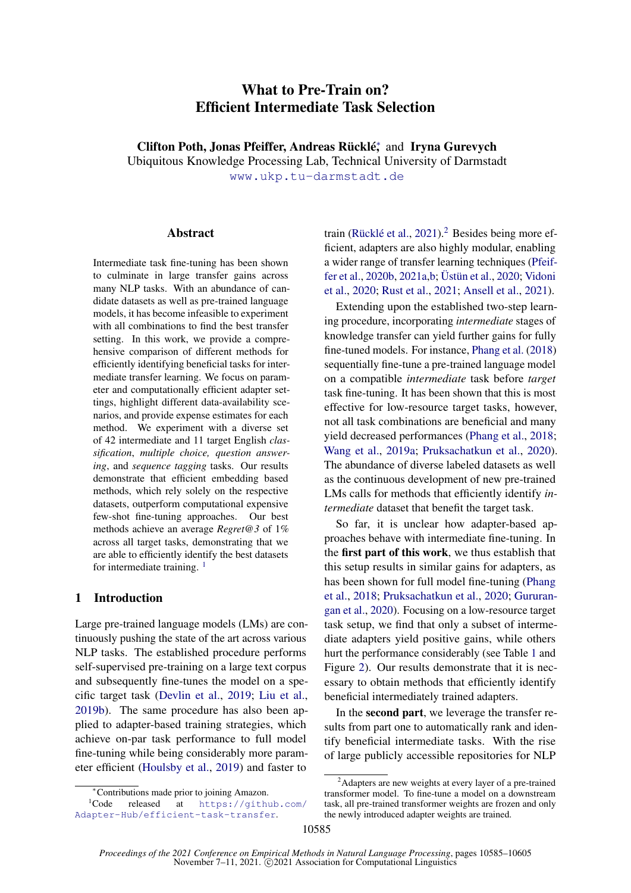# What to Pre-Train on? Efficient Intermediate Task Selection

**Clifton Poth, Jonas Pfeiffer, Andreas Rücklé[*] and Iryna Gurevych**

Ubiquitous Knowledge Processing Lab, Technical University of Darmstadt

www.ukp.tu-darmstadt.de

## Abstract

Intermediate task fine-tuning has been shown to culminate in large transfer gains across many NLP tasks. With an abundance of candidate datasets as well as pre-trained language models, it has become infeasible to experiment with all combinations to find the best transfer setting. In this work, we provide a comprehensive comparison of different methods for efficiently identifying beneficial tasks for intermediate transfer learning. We focus on parameter and computationally efficient adapter settings, highlight different data-availability scenarios, and provide expense estimates for each method. We experiment with a diverse set of 42 intermediate and 11 target English *classification*, *multiple choice, question answering*, and *sequence tagging* tasks. Our results demonstrate that efficient embedding based methods, which rely solely on the respective datasets, outperform computational expensive few-shot fine-tuning approaches. Our best methods achieve an average *Regret@3* of 1% across all target tasks, demonstrating that we are able to efficiently identify the best datasets for intermediate training. [1]

## 1 Introduction

Large pre-trained language models (LMs) are continuously pushing the state of the art across various NLP tasks. The established procedure performs self-supervised pre-training on a large text corpus and subsequently fine-tunes the model on a specific target task (Devlin et al., 2019; Liu et al., 2019b). The same procedure has also been applied to adapter-based training strategies, which achieve on-par task performance to full model fine-tuning while being considerably more parameter efficient (Houlsby et al., 2019) and faster to train (Rücklé et al., 2021).[2] Besides being more efficient, adapters are also highly modular, enabling a wider range of transfer learning techniques (Pfeiffer et al., 2020b, 2021a,b; Üstün et al., 2020; Vidoni et al., 2020; Rust et al., 2021; Ansell et al., 2021).

Extending upon the established two-step learning procedure, incorporating *intermediate* stages of knowledge transfer can yield further gains for fully fine-tuned models. For instance, Phang et al. (2018) sequentially fine-tune a pre-trained language model on a compatible *intermediate* task before *target* task fine-tuning. It has been shown that this is most effective for low-resource target tasks, however, not all task combinations are beneficial and many yield decreased performances (Phang et al., 2018; Wang et al., 2019a; Pruksachatkun et al., 2020). The abundance of diverse labeled datasets as well as the continuous development of new pre-trained LMs calls for methods that efficiently identify *intermediate* dataset that benefit the target task.

So far, it is unclear how adapter-based approaches behave with intermediate fine-tuning. In the **first part of this work**, we thus establish that this setup results in similar gains for adapters, as has been shown for full model fine-tuning (Phang et al., 2018; Pruksachatkun et al., 2020; Gururangan et al., 2020). Focusing on a low-resource target task setup, we find that only a subset of intermediate adapters yield positive gains, while others hurt the performance considerably (see Table 1 and Figure 2). Our results demonstrate that it is necessary to obtain methods that efficiently identify beneficial intermediately trained adapters.

In the **second part**, we leverage the transfer results from part one to automatically rank and identify beneficial intermediate tasks. With the rise of large publicly accessible repositories for NLP

[*]Contributions made prior to joining Amazon.

[1]Code released at https://github.com/Adapter-Hub/efficient-task-transfer.

[2]Adapters are new weights at every layer of a pre-trained transformer model. To fine-tune a model on a downstream task, all pre-trained transformer weights are frozen and only the newly introduced adapter weights are trained.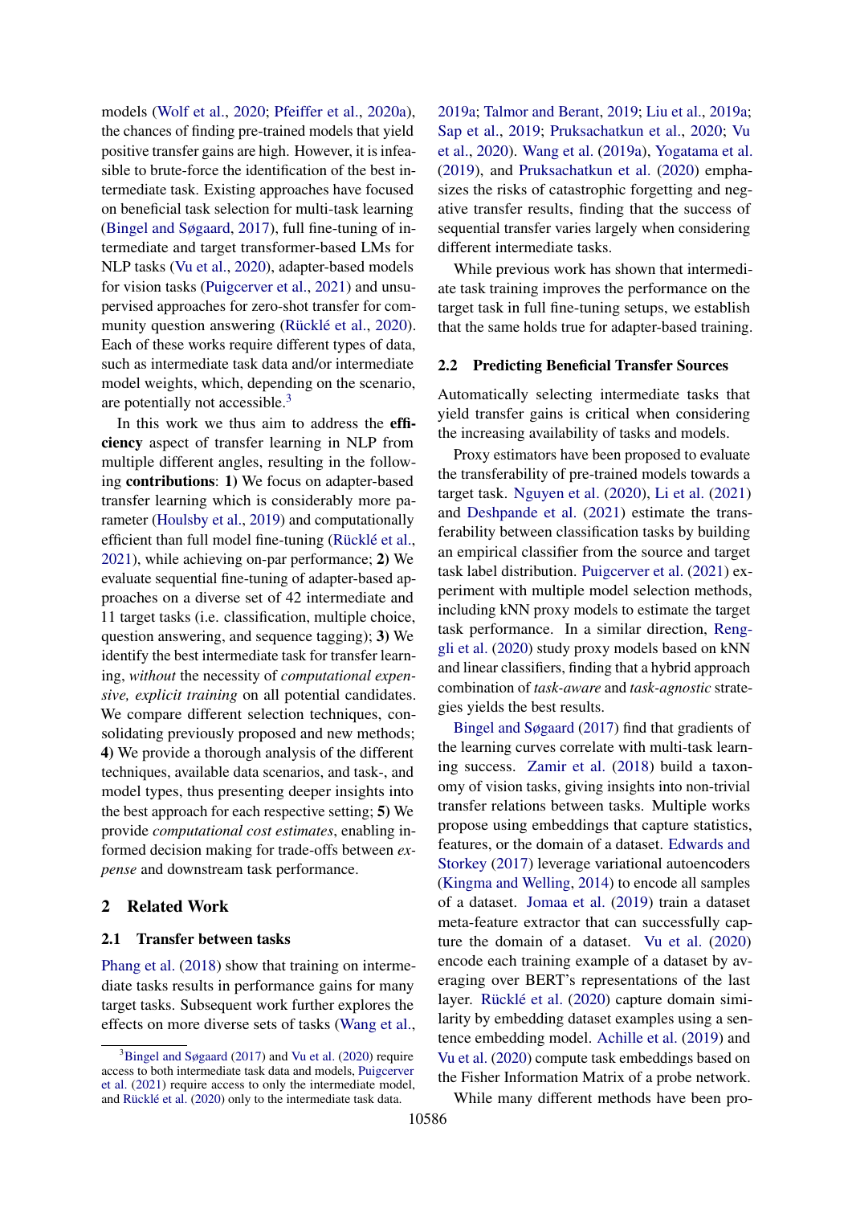models (Wolf et al., 2020; Pfeiffer et al., 2020a), the chances of finding pre-trained models that yield positive transfer gains are high. However, it is infeasible to brute-force the identification of the best intermediate task. Existing approaches have focused on beneficial task selection for multi-task learning (Bingel and Søgaard, 2017), full fine-tuning of intermediate and target transformer-based LMs for NLP tasks (Vu et al., 2020), adapter-based models for vision tasks (Puigcerver et al., 2021) and unsupervised approaches for zero-shot transfer for community question answering (Rücklé et al., 2020). Each of these works require different types of data, such as intermediate task data and/or intermediate model weights, which, depending on the scenario, are potentially not accessible.[3]

In this work we thus aim to address the **efficiency** aspect of transfer learning in NLP from multiple different angles, resulting in the following **contributions**: **1)** We focus on adapter-based transfer learning which is considerably more parameter (Houlsby et al., 2019) and computationally efficient than full model fine-tuning (Rücklé et al., 2021), while achieving on-par performance; **2)** We evaluate sequential fine-tuning of adapter-based approaches on a diverse set of 42 intermediate and 11 target tasks (i.e. classification, multiple choice, question answering, and sequence tagging); **3)** We identify the best intermediate task for transfer learning, *without* the necessity of *computational expensive, explicit training* on all potential candidates. We compare different selection techniques, consolidating previously proposed and new methods; **4)** We provide a thorough analysis of the different techniques, available data scenarios, and task-, and model types, thus presenting deeper insights into the best approach for each respective setting; **5)** We provide *computational cost estimates*, enabling informed decision making for trade-offs between *expense* and downstream task performance.

## 2 Related Work

### 2.1 Transfer between tasks

Phang et al. (2018) show that training on intermediate tasks results in performance gains for many target tasks. Subsequent work further explores the effects on more diverse sets of tasks (Wang et al., 2019a; Talmor and Berant, 2019; Liu et al., 2019a; Sap et al., 2019; Pruksachatkun et al., 2020; Vu et al., 2020). Wang et al. (2019a), Yogatama et al. (2019), and Pruksachatkun et al. (2020) emphasizes the risks of catastrophic forgetting and negative transfer results, finding that the success of sequential transfer varies largely when considering different intermediate tasks.

While previous work has shown that intermediate task training improves the performance on the target task in full fine-tuning setups, we establish that the same holds true for adapter-based training.

### 2.2 Predicting Beneficial Transfer Sources

Automatically selecting intermediate tasks that yield transfer gains is critical when considering the increasing availability of tasks and models.

Proxy estimators have been proposed to evaluate the transferability of pre-trained models towards a target task. Nguyen et al. (2020), Li et al. (2021) and Deshpande et al. (2021) estimate the transferability between classification tasks by building an empirical classifier from the source and target task label distribution. Puigcerver et al. (2021) experiment with multiple model selection methods, including kNN proxy models to estimate the target task performance. In a similar direction, Renggli et al. (2020) study proxy models based on kNN and linear classifiers, finding that a hybrid approach combination of *task-aware* and *task-agnostic* strategies yields the best results.

Bingel and Søgaard (2017) find that gradients of the learning curves correlate with multi-task learning success. Zamir et al. (2018) build a taxonomy of vision tasks, giving insights into non-trivial transfer relations between tasks. Multiple works propose using embeddings that capture statistics, features, or the domain of a dataset. Edwards and Storkey (2017) leverage variational autoencoders (Kingma and Welling, 2014) to encode all samples of a dataset. Jomaa et al. (2019) train a dataset meta-feature extractor that can successfully capture the domain of a dataset. Vu et al. (2020) encode each training example of a dataset by averaging over BERT's representations of the last layer. Rücklé et al. (2020) capture domain similarity by embedding dataset examples using a sentence embedding model. Achille et al. (2019) and Vu et al. (2020) compute task embeddings based on the Fisher Information Matrix of a probe network.

While many different methods have been pro-

[3] Bingel and Søgaard (2017) and Vu et al. (2020) require access to both intermediate task data and models, Puigcerver et al. (2021) require access to only the intermediate model, and Rücklé et al. (2020) only to the intermediate task data.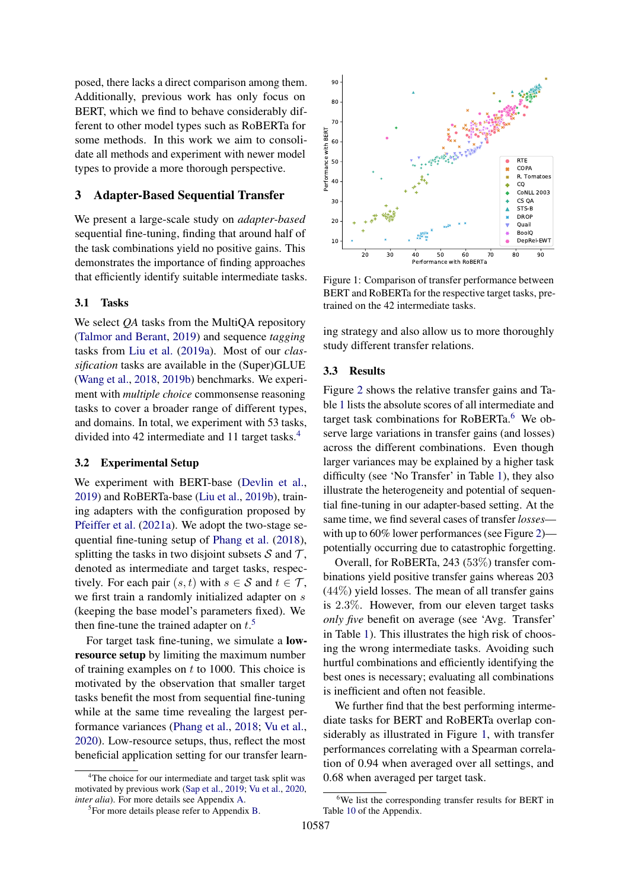posed, there lacks a direct comparison among them. Additionally, previous work has only focus on BERT, which we find to behave considerably different to other model types such as RoBERTa for some methods. In this work we aim to consolidate all methods and experiment with newer model types to provide a more thorough perspective.

## 3 Adapter-Based Sequential Transfer

We present a large-scale study on *adapter-based* sequential fine-tuning, finding that around half of the task combinations yield no positive gains. This demonstrates the importance of finding approaches that efficiently identify suitable intermediate tasks.

### 3.1 Tasks

We select *QA* tasks from the MultiQA repository (Talmor and Berant, 2019) and sequence *tagging* tasks from Liu et al. (2019a). Most of our *classification* tasks are available in the (Super)GLUE (Wang et al., 2018, 2019b) benchmarks. We experiment with *multiple choice* commonsense reasoning tasks to cover a broader range of different types, and domains. In total, we experiment with 53 tasks, divided into 42 intermediate and 11 target tasks.[4]

### 3.2 Experimental Setup

We experiment with BERT-base (Devlin et al., 2019) and RoBERTa-base (Liu et al., 2019b), training adapters with the configuration proposed by Pfeiffer et al. (2021a). We adopt the two-stage sequential fine-tuning setup of Phang et al. (2018), splitting the tasks in two disjoint subsets $\mathcal{S}$ and $\mathcal{T}$, denoted as intermediate and target tasks, respectively. For each pair $(s, t)$ with $s \in \mathcal{S}$ and $t \in \mathcal{T}$, we first train a randomly initialized adapter on $s$ (keeping the base model's parameters fixed). We then fine-tune the trained adapter on $t$.[5]

For target task fine-tuning, we simulate a **low-resource setup** by limiting the maximum number of training examples on $t$ to 1000. This choice is motivated by the observation that smaller target tasks benefit the most from sequential fine-tuning while at the same time revealing the largest performance variances (Phang et al., 2018; Vu et al., 2020). Low-resource setups, thus, reflect the most beneficial application setting for our transfer learning strategy and also allow us to more thoroughly study different transfer relations.

Figure 1: Comparison of transfer performance between BERT and RoBERTa for the respective target tasks, pre-trained on the 42 intermediate tasks.

### 3.3 Results

Figure 2 shows the relative transfer gains and Table 1 lists the absolute scores of all intermediate and target task combinations for RoBERTa.[6] We observe large variations in transfer gains (and losses) across the different combinations. Even though larger variances may be explained by a higher task difficulty (see 'No Transfer' in Table 1), they also illustrate the heterogeneity and potential of sequential fine-tuning in our adapter-based setting. At the same time, we find several cases of transfer *losses*—with up to 60% lower performances (see Figure 2)—potentially occurring due to catastrophic forgetting.

Overall, for RoBERTa, 243 (53%) transfer combinations yield positive transfer gains whereas 203 (44%) yield losses. The mean of all transfer gains is 2.3%. However, from our eleven target tasks *only five* benefit on average (see 'Avg. Transfer' in Table 1). This illustrates the high risk of choosing the wrong intermediate tasks. Avoiding such hurtful combinations and efficiently identifying the best ones is necessary; evaluating all combinations is inefficient and often not feasible.

We further find that the best performing intermediate tasks for BERT and RoBERTa overlap considerably as illustrated in Figure 1, with transfer performances correlating with a Spearman correlation of 0.94 when averaged over all settings, and 0.68 when averaged per target task.

[4] The choice for our intermediate and target task split was motivated by previous work (Sap et al., 2019; Vu et al., 2020, *inter alia*). For more details see Appendix A.

[5] For more details please refer to Appendix B.

[6] We list the corresponding transfer results for BERT in Table 10 of the Appendix.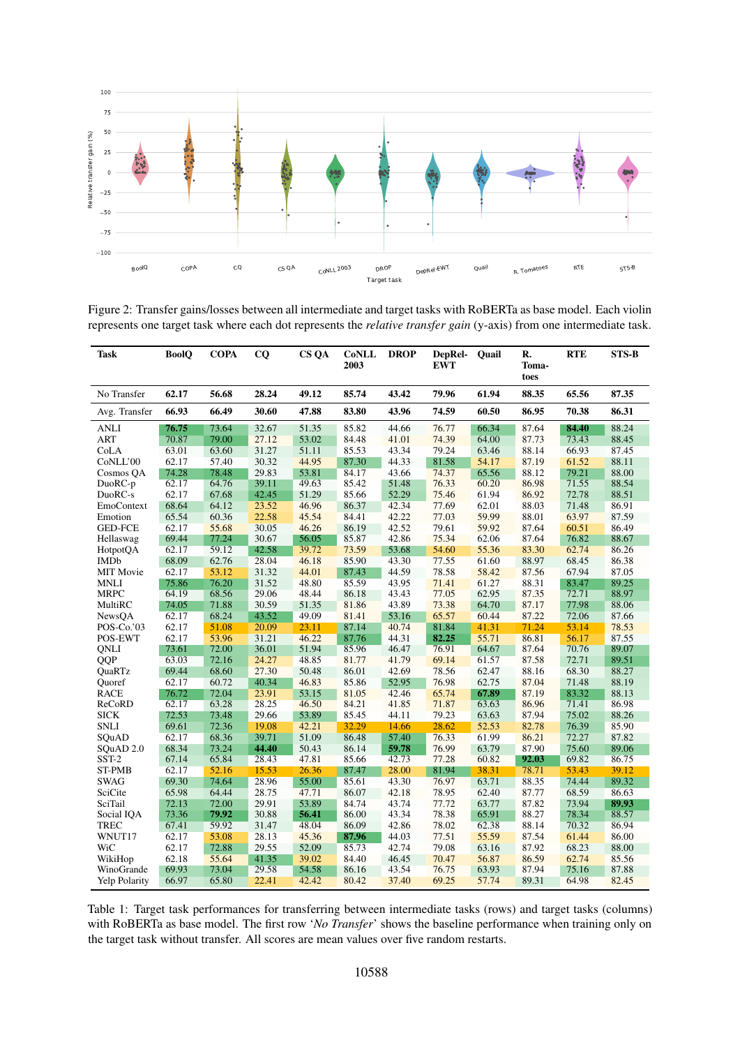Figure 2: Transfer gains/losses between all intermediate and target tasks with RoBERTa as base model. Each violin represents one target task where each dot represents the *relative transfer gain* (y-axis) from one intermediate task.

| Task | BoolQ | COPA | CQ | CS QA | CoNLL 2003 | DROP | DepRel-EWT | Quail | R. Tomatoes | RTE | STS-B |
|---|---|---|---|---|---|---|---|---|---|---|---|
| No Transfer | **62.17** | **56.68** | **28.24** | **49.12** | **85.74** | **43.42** | **79.96** | **61.94** | **88.35** | **65.56** | **87.35** |
| Avg. Transfer | **66.93** | **66.49** | **30.60** | **47.88** | **83.80** | **43.96** | **74.59** | **60.50** | **86.95** | **70.38** | **86.31** |
| ANLI | **76.75** | 73.64 | 32.67 | 51.35 | 85.82 | 44.66 | 76.77 | 66.34 | 87.64 | **84.40** | 88.24 |
| ART | 70.87 | 79.00 | 27.12 | 53.02 | 84.48 | 41.01 | 74.39 | 64.00 | 87.73 | 73.43 | 88.45 |
| CoLA | 63.01 | 63.60 | 31.27 | 51.11 | 85.53 | 43.34 | 79.24 | 63.46 | 88.14 | 66.93 | 87.45 |
| CoNLL'00 | 62.17 | 57.40 | 30.32 | 44.95 | 87.30 | 44.33 | 81.58 | 54.17 | 87.19 | 61.52 | 88.11 |
| Cosmos QA | 74.28 | 78.48 | 29.83 | 53.81 | 84.17 | 43.66 | 74.37 | 65.56 | 88.12 | 79.21 | 88.00 |
| DuoRC-p | 62.17 | 64.76 | 39.11 | 49.63 | 85.42 | 51.48 | 76.33 | 60.20 | 86.98 | 71.55 | 88.54 |
| DuoRC-s | 62.17 | 67.68 | 42.45 | 51.29 | 85.66 | 52.29 | 75.46 | 61.94 | 86.92 | 72.78 | 88.51 |
| EmoContext | 68.64 | 64.12 | 23.52 | 46.96 | 86.37 | 42.34 | 77.69 | 62.01 | 88.03 | 71.48 | 86.91 |
| Emotion | 65.54 | 60.36 | 22.58 | 45.54 | 84.41 | 42.22 | 77.03 | 59.99 | 88.01 | 63.97 | 87.59 |
| GED-FCE | 62.17 | 55.68 | 30.05 | 46.26 | 86.19 | 42.52 | 79.61 | 59.92 | 87.64 | 60.51 | 86.49 |
| Hellaswag | 69.44 | 77.24 | 30.67 | 56.05 | 85.87 | 42.86 | 75.34 | 62.06 | 87.64 | 76.82 | 88.67 |
| HotpotQA | 62.17 | 59.12 | 42.58 | 39.72 | 73.59 | 53.68 | 54.60 | 55.36 | 83.30 | 62.74 | 86.26 |
| IMDb | 68.09 | 62.76 | 28.04 | 46.18 | 85.90 | 43.30 | 77.55 | 61.60 | 88.97 | 68.45 | 86.38 |
| MIT Movie | 62.17 | 53.12 | 31.32 | 44.01 | 87.43 | 44.59 | 78.58 | 58.42 | 87.56 | 67.94 | 87.05 |
| MNLI | 75.86 | 76.20 | 31.52 | 48.80 | 85.59 | 43.95 | 71.41 | 61.27 | 88.31 | 83.47 | 89.25 |
| MRPC | 64.19 | 68.56 | 29.06 | 48.44 | 86.18 | 43.43 | 77.05 | 62.95 | 87.35 | 72.71 | 88.97 |
| MultiRC | 74.05 | 71.88 | 30.59 | 51.35 | 81.86 | 43.89 | 73.38 | 64.70 | 87.17 | 77.98 | 88.06 |
| NewsQA | 62.17 | 68.24 | 43.52 | 49.09 | 81.41 | 53.16 | 65.57 | 60.44 | 87.22 | 72.06 | 87.66 |
| POS-Co.'03 | 62.17 | 51.08 | 20.09 | 23.11 | 87.14 | 40.74 | 81.84 | 41.31 | 71.24 | 53.14 | 78.53 |
| POS-EWT | 62.17 | 53.96 | 31.21 | 46.22 | 87.76 | 44.31 | **82.25** | 55.71 | 86.81 | 56.17 | 87.55 |
| QNLI | 73.61 | 72.00 | 36.01 | 51.94 | 85.96 | 46.47 | 76.91 | 64.67 | 87.64 | 70.76 | 89.07 |
| QQP | 63.03 | 72.16 | 24.27 | 48.85 | 81.77 | 41.79 | 69.14 | 61.57 | 87.58 | 72.71 | 89.51 |
| QuaRTz | 69.44 | 68.60 | 27.30 | 50.48 | 86.01 | 42.69 | 78.56 | 62.47 | 88.16 | 68.30 | 88.27 |
| Quoref | 62.17 | 60.72 | 40.34 | 46.83 | 85.86 | 52.95 | 76.98 | 62.75 | 87.04 | 71.48 | 88.19 |
| RACE | 76.72 | 72.04 | 23.91 | 53.15 | 81.05 | 42.46 | 65.74 | **67.89** | 87.19 | 83.32 | 88.13 |
| ReCoRD | 62.17 | 63.28 | 28.25 | 46.50 | 84.21 | 41.85 | 71.87 | 63.63 | 86.96 | 71.41 | 86.98 |
| SICK | 72.53 | 73.48 | 29.66 | 53.89 | 85.45 | 44.11 | 79.23 | 63.63 | 87.94 | 75.02 | 88.26 |
| SNLI | 69.61 | 72.36 | 19.08 | 42.21 | 32.29 | 14.66 | 28.62 | 52.53 | 82.78 | 76.39 | 85.90 |
| SQuAD | 62.17 | 68.36 | 39.71 | 51.09 | 86.48 | 57.40 | 76.33 | 61.99 | 86.21 | 72.27 | 87.82 |
| SQuAD 2.0 | 68.34 | 73.24 | **44.40** | 50.43 | 86.14 | **59.78** | 76.99 | 63.79 | 87.90 | 75.60 | 89.06 |
| SST-2 | 67.14 | 65.84 | 28.43 | 47.81 | 85.66 | 42.73 | 77.28 | 60.82 | **92.03** | 69.82 | 86.75 |
| ST-PMB | 62.17 | 52.16 | 15.53 | 26.36 | 87.47 | 28.00 | 81.94 | 38.31 | 78.71 | 53.43 | 39.12 |
| SWAG | 69.30 | 74.64 | 28.96 | 55.00 | 85.61 | 43.30 | 76.97 | 63.71 | 88.35 | 74.44 | 89.32 |
| SciCite | 65.98 | 64.44 | 28.75 | 47.71 | 86.07 | 42.18 | 78.95 | 62.40 | 87.77 | 68.59 | 86.63 |
| SciTail | 72.13 | 72.00 | 29.91 | 53.89 | 84.74 | 43.74 | 77.72 | 63.77 | 87.82 | 73.94 | **89.93** |
| Social IQA | 73.36 | **79.92** | 30.88 | **56.41** | 86.00 | 43.34 | 78.38 | 65.91 | 88.27 | 78.34 | 88.57 |
| TREC | 67.41 | 59.92 | 31.47 | 48.04 | 86.09 | 42.86 | 78.02 | 62.38 | 88.14 | 70.32 | 86.94 |
| WNUT17 | 62.17 | 53.08 | 28.13 | 45.36 | **87.96** | 44.03 | 77.51 | 55.59 | 87.54 | 61.44 | 86.00 |
| WiC | 62.17 | 72.88 | 29.55 | 52.09 | 85.73 | 42.74 | 79.08 | 63.16 | 87.92 | 68.23 | 88.00 |
| WikiHop | 62.18 | 55.64 | 41.35 | 39.02 | 84.40 | 46.45 | 70.47 | 56.87 | 86.59 | 62.74 | 85.56 |
| WinoGrande | 69.93 | 73.04 | 29.58 | 54.58 | 86.16 | 43.54 | 76.75 | 63.93 | 87.94 | 75.16 | 87.88 |
| Yelp Polarity | 66.97 | 65.80 | 22.41 | 42.42 | 80.42 | 37.40 | 69.25 | 57.74 | 89.31 | 64.98 | 82.45 |

Table 1: Target task performances for transferring between intermediate tasks (rows) and target tasks (columns) with RoBERTa as base model. The first row '*No Transfer*' shows the baseline performance when training only on the target task without transfer. All scores are mean values over five random restarts.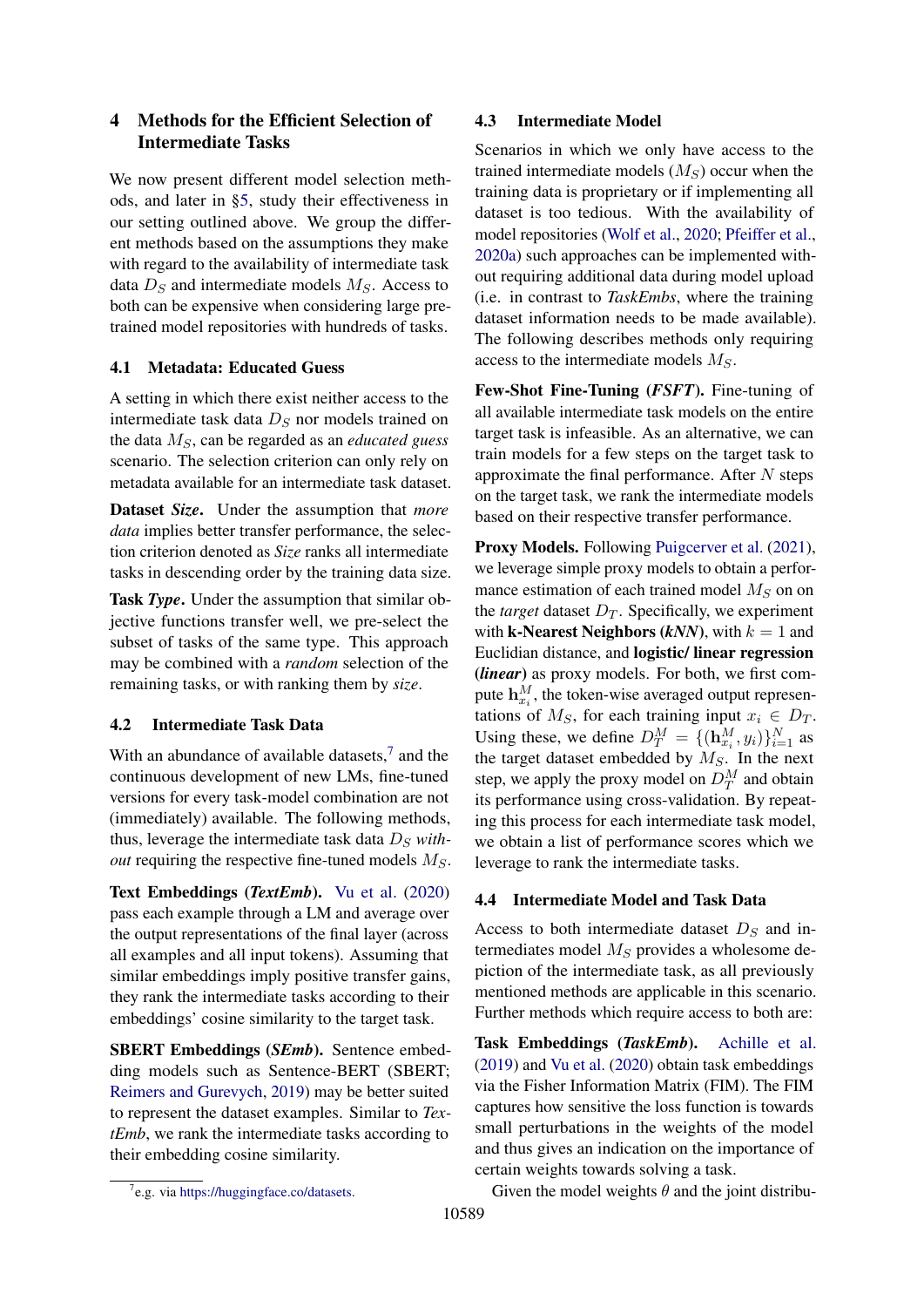## 4 Methods for the Efficient Selection of Intermediate Tasks

We now present different model selection methods, and later in §5, study their effectiveness in our setting outlined above. We group the different methods based on the assumptions they make with regard to the availability of intermediate task data $D_S$ and intermediate models $M_S$. Access to both can be expensive when considering large pretrained model repositories with hundreds of tasks.

### 4.1 Metadata: Educated Guess

A setting in which there exist neither access to the intermediate task data $D_S$ nor models trained on the data $M_S$, can be regarded as an *educated guess* scenario. The selection criterion can only rely on metadata available for an intermediate task dataset.

**Dataset *Size*.** Under the assumption that *more data* implies better transfer performance, the selection criterion denoted as *Size* ranks all intermediate tasks in descending order by the training data size.

**Task *Type*.** Under the assumption that similar objective functions transfer well, we pre-select the subset of tasks of the same type. This approach may be combined with a *random* selection of the remaining tasks, or with ranking them by *size*.

### 4.2 Intermediate Task Data

With an abundance of available datasets,[7] and the continuous development of new LMs, fine-tuned versions for every task-model combination are not (immediately) available. The following methods, thus, leverage the intermediate task data $D_S$ *without* requiring the respective fine-tuned models $M_S$.

**Text Embeddings (*TextEmb*).** Vu et al. (2020) pass each example through a LM and average over the output representations of the final layer (across all examples and all input tokens). Assuming that similar embeddings imply positive transfer gains, they rank the intermediate tasks according to their embeddings' cosine similarity to the target task.

**SBERT Embeddings (*SEmb*).** Sentence embedding models such as Sentence-BERT (SBERT; Reimers and Gurevych, 2019) may be better suited to represent the dataset examples. Similar to *TextEmb*, we rank the intermediate tasks according to their embedding cosine similarity.

[7] e.g. via https://huggingface.co/datasets.

### 4.3 Intermediate Model

Scenarios in which we only have access to the trained intermediate models ($M_S$) occur when the training data is proprietary or if implementing all dataset is too tedious. With the availability of model repositories (Wolf et al., 2020; Pfeiffer et al., 2020a) such approaches can be implemented without requiring additional data during model upload (i.e. in contrast to *TaskEmbs*, where the training dataset information needs to be made available). The following describes methods only requiring access to the intermediate models $M_S$.

**Few-Shot Fine-Tuning (*FSFT*).** Fine-tuning of all available intermediate task models on the entire target task is infeasible. As an alternative, we can train models for a few steps on the target task to approximate the final performance. After $N$ steps on the target task, we rank the intermediate models based on their respective transfer performance.

**Proxy Models.** Following Puigcerver et al. (2021), we leverage simple proxy models to obtain a performance estimation of each trained model $M_S$ on the *target* dataset $D_T$. Specifically, we experiment with **k-Nearest Neighbors (*kNN*)**, with $k = 1$ and Euclidian distance, and **logistic/ linear regression (*linear*)** as proxy models. For both, we first compute $\mathbf{h}^M_{x_i}$, the token-wise averaged output representations of $M_S$, for each training input $x_i \in D_T$. Using these, we define $D^M_T = \{(\mathbf{h}^M_{x_i}, y_i)\}^N_{i=1}$ as the target dataset embedded by $M_S$. In the next step, we apply the proxy model on $D^M_T$ and obtain its performance using cross-validation. By repeating this process for each intermediate task model, we obtain a list of performance scores which we leverage to rank the intermediate tasks.

### 4.4 Intermediate Model and Task Data

Access to both intermediate dataset $D_S$ and intermediates model $M_S$ provides a wholesome depiction of the intermediate task, as all previously mentioned methods are applicable in this scenario. Further methods which require access to both are:

**Task Embeddings (*TaskEmb*).** Achille et al. (2019) and Vu et al. (2020) obtain task embeddings via the Fisher Information Matrix (FIM). The FIM captures how sensitive the loss function is towards small perturbations in the weights of the model and thus gives an indication on the importance of certain weights towards solving a task.

Given the model weights $\theta$ and the joint distribu-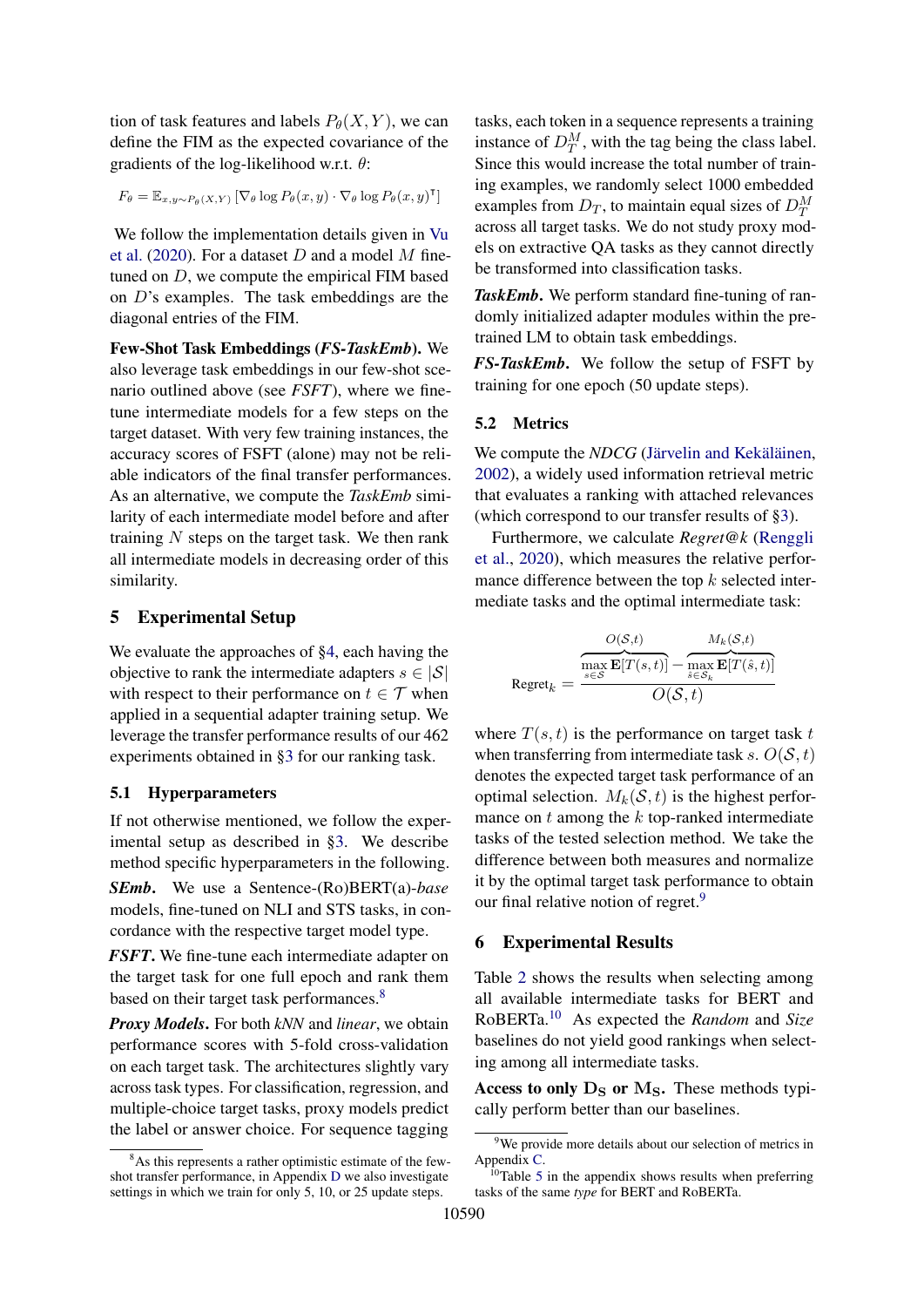tion of task features and labels $P_\theta(X, Y)$, we can define the FIM as the expected covariance of the gradients of the log-likelihood w.r.t. $\theta$:

$$F_\theta = \mathbb{E}_{x,y\sim P_\theta(X,Y)} \left[\nabla_\theta \log P_\theta(x, y) \cdot \nabla_\theta \log P_\theta(x, y)^\intercal\right]$$

We follow the implementation details given in Vu et al. (2020). For a dataset $D$ and a model $M$ fine-tuned on $D$, we compute the empirical FIM based on $D$'s examples. The task embeddings are the diagonal entries of the FIM.

**Few-Shot Task Embeddings (*FS-TaskEmb*).** We also leverage task embeddings in our few-shot scenario outlined above (see *FSFT*), where we fine-tune intermediate models for a few steps on the target dataset. With very few training instances, the accuracy scores of FSFT (alone) may not be reliable indicators of the final transfer performances. As an alternative, we compute the *TaskEmb* similarity of each intermediate model before and after training $N$ steps on the target task. We then rank all intermediate models in decreasing order of this similarity.

## 5 Experimental Setup

We evaluate the approaches of §4, each having the objective to rank the intermediate adapters $s \in |\mathcal{S}|$ with respect to their performance on $t \in \mathcal{T}$ when applied in a sequential adapter training setup. We leverage the transfer performance results of our 462 experiments obtained in §3 for our ranking task.

### 5.1 Hyperparameters

If not otherwise mentioned, we follow the experimental setup as described in §3. We describe method specific hyperparameters in the following.

***SEmb*.** We use a Sentence-(Ro)BERT(a)-*base* models, fine-tuned on NLI and STS tasks, in concordance with the respective target model type.

***FSFT*.** We fine-tune each intermediate adapter on the target task for one full epoch and rank them based on their target task performances.[8]

***Proxy Models*.** For both *kNN* and *linear*, we obtain performance scores with 5-fold cross-validation on each target task. The architectures slightly vary across task types. For classification, regression, and multiple-choice target tasks, proxy models predict the label or answer choice. For sequence tagging tasks, each token in a sequence represents a training instance of $D_T^M$, with the tag being the class label. Since this would increase the total number of training examples, we randomly select 1000 embedded examples from $D_T$, to maintain equal sizes of $D_T^M$ across all target tasks. We do not study proxy models on extractive QA tasks as they cannot directly be transformed into classification tasks.

***TaskEmb*.** We perform standard fine-tuning of randomly initialized adapter modules within the pre-trained LM to obtain task embeddings.

***FS-TaskEmb*.** We follow the setup of FSFT by training for one epoch (50 update steps).

### 5.2 Metrics

We compute the *NDCG* (Järvelin and Kekäläinen, 2002), a widely used information retrieval metric that evaluates a ranking with attached relevances (which correspond to our transfer results of §3).

Furthermore, we calculate *Regret@k* (Renggli et al., 2020), which measures the relative performance difference between the top $k$ selected intermediate tasks and the optimal intermediate task:

$$\text{Regret}_k = \frac{\overbrace{\max_{s\in\mathcal{S}} \mathbf{E}[T(s,t)]}^{O(\mathcal{S},t)} - \overbrace{\max_{\hat{s}\in\mathcal{S}_k} \mathbf{E}[T(\hat{s},t)]}^{M_k(\mathcal{S},t)}}{O(\mathcal{S},t)}$$

where $T(s, t)$ is the performance on target task $t$ when transferring from intermediate task $s$. $O(\mathcal{S}, t)$ denotes the expected target task performance of an optimal selection. $M_k(\mathcal{S}, t)$ is the highest performance on $t$ among the $k$ top-ranked intermediate tasks of the tested selection method. We take the difference between both measures and normalize it by the optimal target task performance to obtain our final relative notion of regret.[9]

## 6 Experimental Results

Table 2 shows the results when selecting among all available intermediate tasks for BERT and RoBERTa.[10] As expected the *Random* and *Size* baselines do not yield good rankings when selecting among all intermediate tasks.

**Access to only $\mathbf{D_S}$ or $\mathbf{M_S}$.** These methods typically perform better than our baselines.

---

[8] As this represents a rather optimistic estimate of the few-shot transfer performance, in Appendix D we also investigate settings in which we train for only 5, 10, or 25 update steps.

[9] We provide more details about our selection of metrics in Appendix C.

[10] Table 5 in the appendix shows results when preferring tasks of the same *type* for BERT and RoBERTa.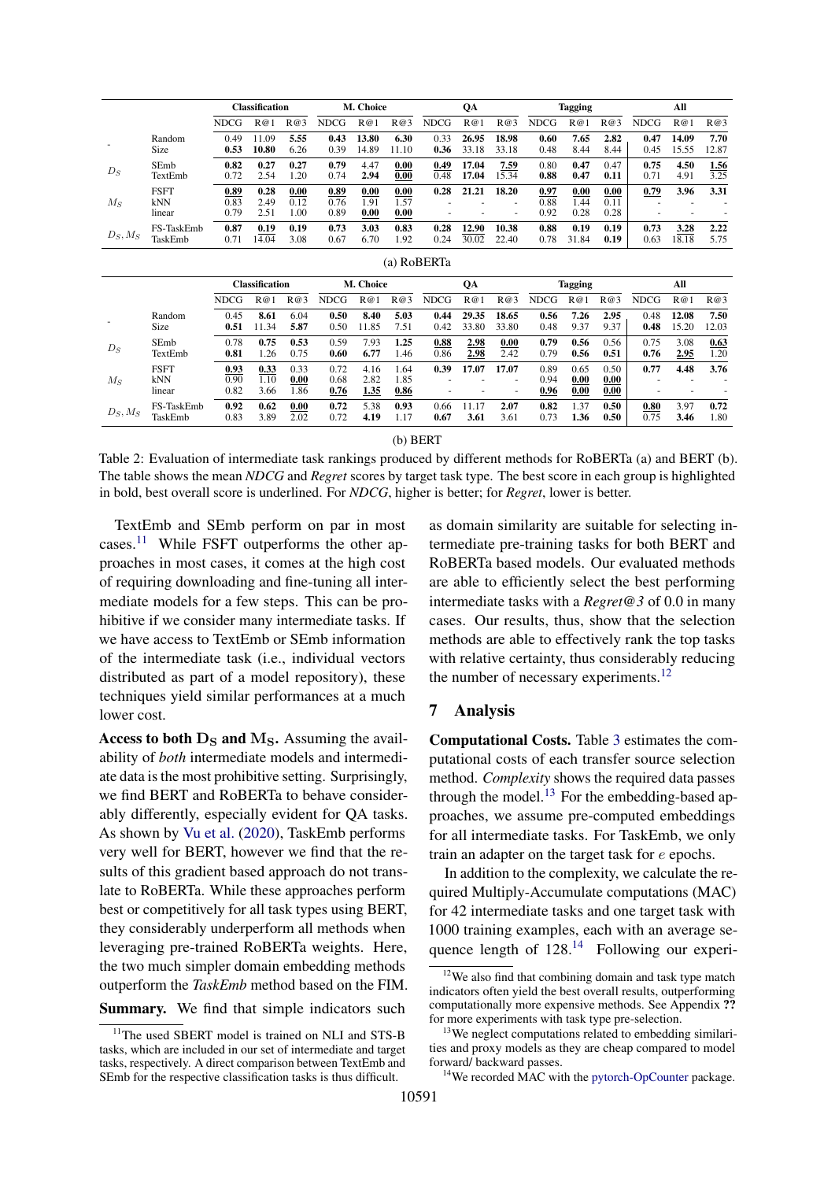| | | Classification | | | M. Choice | | | QA | | | Tagging | | | All | | |
|---|---|---|---|---|---|---|---|---|---|---|---|---|---|---|---|---|
| | | NDCG | R@1 | R@3 | NDCG | R@1 | R@3 | NDCG | R@1 | R@3 | NDCG | R@1 | R@3 | NDCG | R@1 | R@3 |
| - | Random | 0.49 | 11.09 | **5.55** | **0.43** | **13.80** | **6.30** | 0.33 | **26.95** | **18.98** | **0.60** | **7.65** | **2.82** | **0.47** | **14.09** | **7.70** |
| | Size | **0.53** | **10.80** | 6.26 | 0.39 | 14.89 | 11.10 | **0.36** | 33.18 | 33.18 | 0.48 | 8.44 | 8.44 | 0.45 | 15.55 | 12.87 |
| $D_S$ | SEmb | **0.82** | **0.27** | **0.27** | **0.79** | 4.47 | **0.00** | **0.49** | **17.04** | **7.59** | 0.80 | **0.47** | 0.47 | **0.75** | **4.50** | **1.56** |
| | TextEmb | 0.72 | 2.54 | 1.20 | 0.74 | **2.94** | **0.00** | 0.48 | **17.04** | 15.34 | **0.88** | **0.47** | **0.11** | 0.71 | 4.91 | 3.25 |
| $M_S$ | FSFT | **0.89** | **0.28** | **0.00** | **0.89** | **0.00** | **0.00** | **0.28** | **21.21** | **18.20** | **0.97** | **0.00** | **0.00** | **0.79** | **3.96** | **3.31** |
| | kNN | 0.83 | 2.49 | 0.12 | 0.76 | 1.91 | 1.57 | - | - | - | 0.88 | 1.44 | 0.11 | - | - | - |
| | linear | 0.79 | 2.51 | 1.00 | 0.89 | **0.00** | **0.00** | - | - | - | 0.92 | 0.28 | 0.28 | - | - | - |
| $D_S, M_S$ | FS-TaskEmb | **0.87** | **0.19** | **0.19** | **0.73** | **3.03** | **0.83** | **0.28** | **12.90** | **10.38** | **0.88** | **0.19** | **0.19** | **0.73** | **3.28** | **2.22** |
| | TaskEmb | 0.71 | 14.04 | 3.08 | 0.67 | 6.70 | 1.92 | 0.24 | 30.02 | 22.40 | 0.78 | 31.84 | **0.19** | 0.63 | 18.18 | 5.75 |

(a) RoBERTa

| | | Classification | | | M. Choice | | | QA | | | Tagging | | | All | | |
|---|---|---|---|---|---|---|---|---|---|---|---|---|---|---|---|---|
| | | NDCG | R@1 | R@3 | NDCG | R@1 | R@3 | NDCG | R@1 | R@3 | NDCG | R@1 | R@3 | NDCG | R@1 | R@3 |
| - | Random | 0.45 | **8.61** | 6.04 | **0.50** | **8.40** | **5.03** | **0.44** | **29.35** | **18.65** | **0.56** | **7.26** | **2.95** | **0.48** | **12.08** | **7.50** |
| | Size | **0.51** | 11.34 | **5.87** | **0.50** | 11.85 | 7.51 | 0.42 | 33.80 | 33.80 | 0.48 | 9.37 | 9.37 | **0.48** | 15.20 | 12.03 |
| $D_S$ | SEmb | 0.78 | **0.75** | **0.53** | 0.59 | 7.93 | **1.25** | **0.88** | **2.98** | **0.00** | **0.79** | **0.56** | 0.56 | 0.75 | 3.08 | **0.63** |
| | TextEmb | **0.81** | 1.26 | 0.75 | **0.60** | **6.77** | 1.46 | 0.86 | **2.98** | 2.42 | **0.79** | **0.56** | **0.51** | **0.76** | **2.95** | 1.20 |
| $M_S$ | FSFT | **0.93** | **0.33** | 0.33 | 0.72 | 4.16 | 1.64 | **0.39** | **17.07** | **17.07** | 0.89 | 0.65 | 0.50 | **0.77** | **4.48** | **3.76** |
| | kNN | 0.90 | 1.10 | **0.00** | 0.68 | 2.82 | 1.85 | - | - | - | 0.94 | **0.00** | **0.00** | - | - | - |
| | linear | 0.82 | 3.66 | 1.86 | **0.76** | **1.35** | **0.86** | - | - | - | **0.96** | **0.00** | **0.00** | - | - | - |
| $D_S, M_S$ | FS-TaskEmb | **0.92** | **0.62** | **0.00** | **0.72** | 5.38 | **0.93** | 0.66 | 11.17 | **2.07** | **0.82** | 1.37 | **0.50** | **0.80** | 3.97 | **0.72** |
| | TaskEmb | 0.83 | 3.89 | 2.02 | **0.72** | **4.19** | 1.17 | **0.67** | **3.61** | 3.61 | 0.73 | **1.36** | **0.50** | 0.75 | **3.46** | 1.80 |

(b) BERT

Table 2: Evaluation of intermediate task rankings produced by different methods for RoBERTa (a) and BERT (b). The table shows the mean *NDCG* and *Regret* scores by target task type. The best score in each group is highlighted in bold, best overall score is underlined. For *NDCG*, higher is better; for *Regret*, lower is better.

TextEmb and SEmb perform on par in most cases.[11] While FSFT outperforms the other approaches in most cases, it comes at the high cost of requiring downloading and fine-tuning all intermediate models for a few steps. This can be prohibitive if we consider many intermediate tasks. If we have access to TextEmb or SEmb information of the intermediate task (i.e., individual vectors distributed as part of a model repository), these techniques yield similar performances at a much lower cost.

**Access to both $D_S$ and $M_S$.** Assuming the availability of *both* intermediate models and intermediate data is the most prohibitive setting. Surprisingly, we find BERT and RoBERTa to behave considerably differently, especially evident for QA tasks. As shown by Vu et al. (2020), TaskEmb performs very well for BERT, however we find that the results of this gradient based approach do not translate to RoBERTa. While these approaches perform best or competitively for all task types using BERT, they considerably underperform all methods when leveraging pre-trained RoBERTa weights. Here, the two much simpler domain embedding methods outperform the *TaskEmb* method based on the FIM.

**Summary.** We find that simple indicators such as domain similarity are suitable for selecting intermediate pre-training tasks for both BERT and RoBERTa based models. Our evaluated methods are able to efficiently select the best performing intermediate tasks with a *Regret@3* of 0.0 in many cases. Our results, thus, show that the selection methods are able to effectively rank the top tasks with relative certainty, thus considerably reducing the number of necessary experiments.[12]

## 7 Analysis

**Computational Costs.** Table 3 estimates the computational costs of each transfer source selection method. *Complexity* shows the required data passes through the model.[13] For the embedding-based approaches, we assume pre-computed embeddings for all intermediate tasks. For TaskEmb, we only train an adapter on the target task for $e$ epochs.

In addition to the complexity, we calculate the required Multiply-Accumulate computations (MAC) for 42 intermediate tasks and one target task with 1000 training examples, each with an average sequence length of 128.[14] Following our experi-

[11] The used SBERT model is trained on NLI and STS-B tasks, which are included in our set of intermediate and target tasks, respectively. A direct comparison between TextEmb and SEmb for the respective classification tasks is thus difficult.

[12] We also find that combining domain and task type match indicators often yield the best overall results, outperforming computationally more expensive methods. See Appendix ?? for more experiments with task type pre-selection.

[13] We neglect computations related to embedding similarities and proxy models as they are cheap compared to model forward/ backward passes.

[14] We recorded MAC with the pytorch-OpCounter package.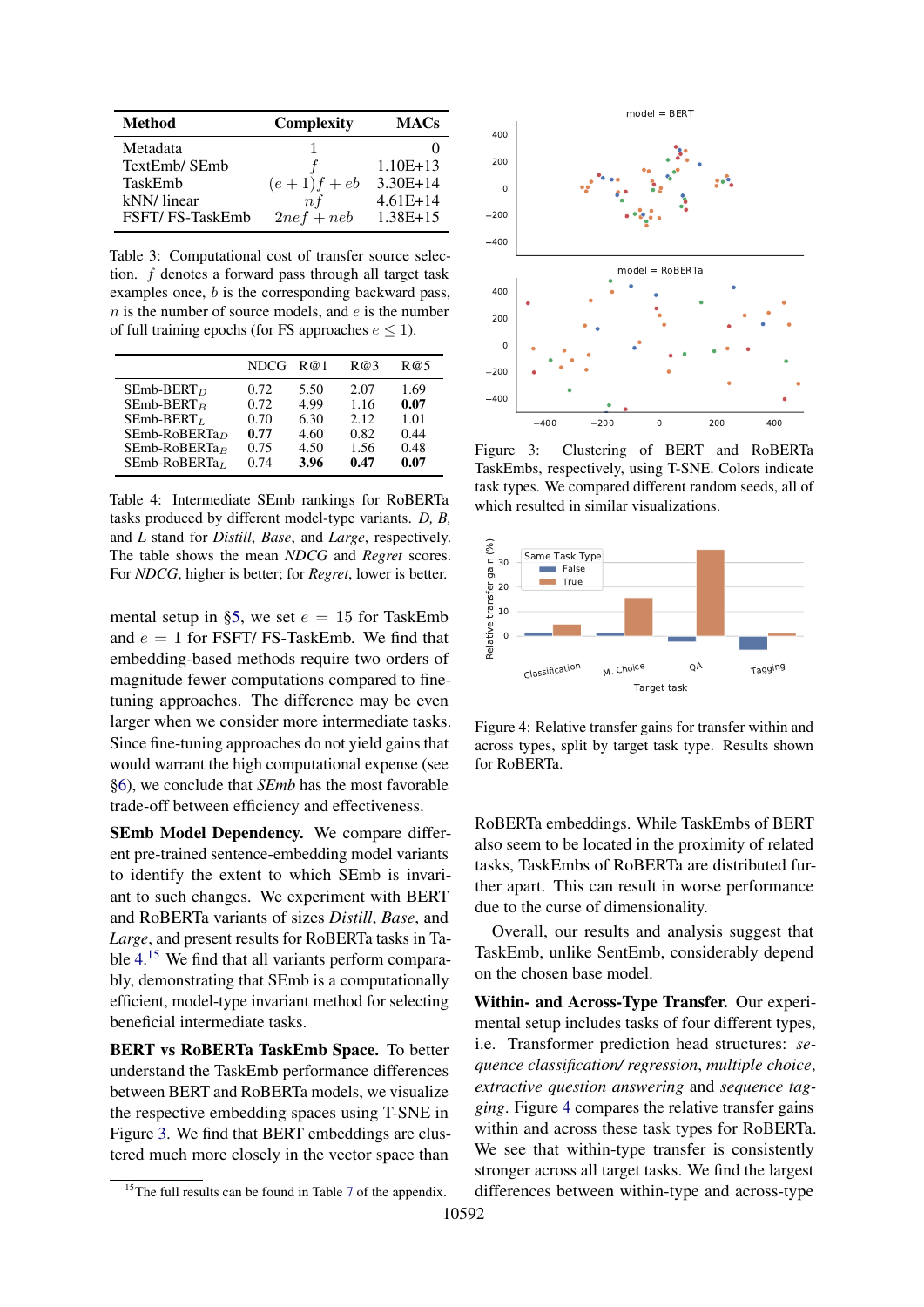| Method | Complexity | MACs |
|---|---|---|
| Metadata | 1 | 0 |
| TextEmb/ SEmb | $f$ | 1.10E+13 |
| TaskEmb | $(e+1)f + eb$ | 3.30E+14 |
| kNN/ linear | $nf$ | 4.61E+14 |
| FSFT/ FS-TaskEmb | $2nef + neb$ | 1.38E+15 |

Table 3: Computational cost of transfer source selection. $f$ denotes a forward pass through all target task examples once, $b$ is the corresponding backward pass, $n$ is the number of source models, and $e$ is the number of full training epochs (for FS approaches $e \leq 1$).

| | NDCG | R@1 | R@3 | R@5 |
|---|---|---|---|---|
| SEmb-BERT$_D$ | 0.72 | 5.50 | 2.07 | 1.69 |
| SEmb-BERT$_B$ | 0.72 | 4.99 | 1.16 | **0.07** |
| SEmb-BERT$_L$ | 0.70 | 6.30 | 2.12 | 1.01 |
| SEmb-RoBERTa$_D$ | **0.77** | 4.60 | 0.82 | 0.44 |
| SEmb-RoBERTa$_B$ | 0.75 | 4.50 | 1.56 | 0.48 |
| SEmb-RoBERTa$_L$ | 0.74 | **3.96** | **0.47** | **0.07** |

Table 4: Intermediate SEmb rankings for RoBERTa tasks produced by different model-type variants. *D, B,* and *L* stand for *Distill*, *Base*, and *Large*, respectively. The table shows the mean *NDCG* and *Regret* scores. For *NDCG*, higher is better; for *Regret*, lower is better.

mental setup in §5, we set $e = 15$ for TaskEmb and $e = 1$ for FSFT/ FS-TaskEmb. We find that embedding-based methods require two orders of magnitude fewer computations compared to fine-tuning approaches. The difference may be even larger when we consider more intermediate tasks. Since fine-tuning approaches do not yield gains that would warrant the high computational expense (see §6), we conclude that *SEmb* has the most favorable trade-off between efficiency and effectiveness.

**SEmb Model Dependency.** We compare different pre-trained sentence-embedding model variants to identify the extent to which SEmb is invariant to such changes. We experiment with BERT and RoBERTa variants of sizes *Distill*, *Base*, and *Large*, and present results for RoBERTa tasks in Table 4.[15] We find that all variants perform comparably, demonstrating that SEmb is a computationally efficient, model-type invariant method for selecting beneficial intermediate tasks.

**BERT vs RoBERTa TaskEmb Space.** To better understand the TaskEmb performance differences between BERT and RoBERTa models, we visualize the respective embedding spaces using T-SNE in Figure 3. We find that BERT embeddings are clustered much more closely in the vector space than RoBERTa embeddings. While TaskEmbs of BERT also seem to be located in the proximity of related tasks, TaskEmbs of RoBERTa are distributed further apart. This can result in worse performance due to the curse of dimensionality.

[15] The full results can be found in Table 7 of the appendix.

Figure 3: Clustering of BERT and RoBERTa TaskEmbs, respectively, using T-SNE. Colors indicate task types. We compared different random seeds, all of which resulted in similar visualizations.

Figure 4: Relative transfer gains for transfer within and across types, split by target task type. Results shown for RoBERTa.

Overall, our results and analysis suggest that TaskEmb, unlike SentEmb, considerably depend on the chosen base model.

**Within- and Across-Type Transfer.** Our experimental setup includes tasks of four different types, i.e. Transformer prediction head structures: *sequence classification/ regression*, *multiple choice*, *extractive question answering* and *sequence tagging*. Figure 4 compares the relative transfer gains within and across these task types for RoBERTa. We see that within-type transfer is consistently stronger across all target tasks. We find the largest differences between within-type and across-type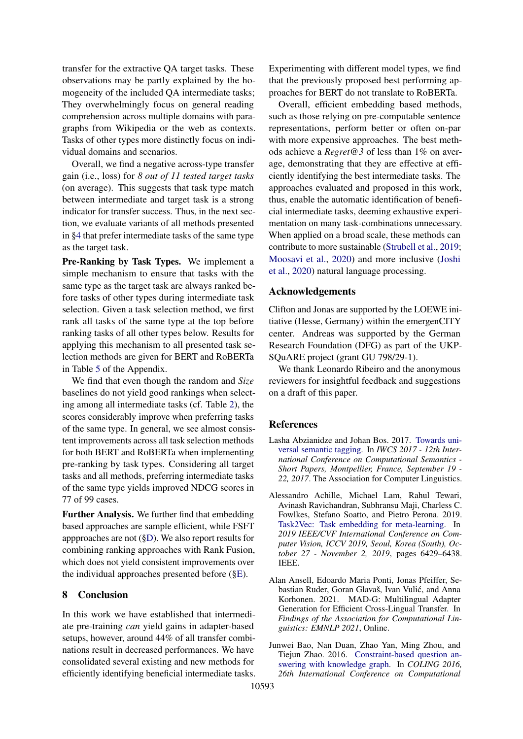transfer for the extractive QA target tasks. These observations may be partly explained by the homogeneity of the included QA intermediate tasks; They overwhelmingly focus on general reading comprehension across multiple domains with paragraphs from Wikipedia or the web as contexts. Tasks of other types more distinctly focus on individual domains and scenarios.

Overall, we find a negative across-type transfer gain (i.e., loss) for *8 out of 11 tested target tasks* (on average). This suggests that task type match between intermediate and target task is a strong indicator for transfer success. Thus, in the next section, we evaluate variants of all methods presented in §4 that prefer intermediate tasks of the same type as the target task.

**Pre-Ranking by Task Types.** We implement a simple mechanism to ensure that tasks with the same type as the target task are always ranked before tasks of other types during intermediate task selection. Given a task selection method, we first rank all tasks of the same type at the top before ranking tasks of all other types below. Results for applying this mechanism to all presented task selection methods are given for BERT and RoBERTa in Table 5 of the Appendix.

We find that even though the random and *Size* baselines do not yield good rankings when selecting among all intermediate tasks (cf. Table 2), the scores considerably improve when preferring tasks of the same type. In general, we see almost consistent improvements across all task selection methods for both BERT and RoBERTa when implementing pre-ranking by task types. Considering all target tasks and all methods, preferring intermediate tasks of the same type yields improved NDCG scores in 77 of 99 cases.

**Further Analysis.** We further find that embedding based approaches are sample efficient, while FSFT appproaches are not (§D). We also report results for combining ranking approaches with Rank Fusion, which does not yield consistent improvements over the individual approaches presented before (§E).

## 8 Conclusion

In this work we have established that intermediate pre-training *can* yield gains in adapter-based setups, however, around 44% of all transfer combinations result in decreased performances. We have consolidated several existing and new methods for efficiently identifying beneficial intermediate tasks. Experimenting with different model types, we find that the previously proposed best performing approaches for BERT do not translate to RoBERTa.

Overall, efficient embedding based methods, such as those relying on pre-computable sentence representations, perform better or often on-par with more expensive approaches. The best methods achieve a *Regret@3* of less than 1% on average, demonstrating that they are effective at efficiently identifying the best intermediate tasks. The approaches evaluated and proposed in this work, thus, enable the automatic identification of beneficial intermediate tasks, deeming exhaustive experimentation on many task-combinations unnecessary. When applied on a broad scale, these methods can contribute to more sustainable (Strubell et al., 2019; Moosavi et al., 2020) and more inclusive (Joshi et al., 2020) natural language processing.

## Acknowledgements

Clifton and Jonas are supported by the LOEWE initiative (Hesse, Germany) within the emergenCITY center. Andreas was supported by the German Research Foundation (DFG) as part of the UKP-SQuARE project (grant GU 798/29-1).

We thank Leonardo Ribeiro and the anonymous reviewers for insightful feedback and suggestions on a draft of this paper.

## References

Lasha Abzianidze and Johan Bos. 2017. Towards universal semantic tagging. In *IWCS 2017 - 12th International Conference on Computational Semantics - Short Papers, Montpellier, France, September 19 - 22, 2017*. The Association for Computer Linguistics.

Alessandro Achille, Michael Lam, Rahul Tewari, Avinash Ravichandran, Subhransu Maji, Charless C. Fowlkes, Stefano Soatto, and Pietro Perona. 2019. Task2Vec: Task embedding for meta-learning. In *2019 IEEE/CVF International Conference on Computer Vision, ICCV 2019, Seoul, Korea (South), October 27 - November 2, 2019*, pages 6429–6438. IEEE.

Alan Ansell, Edoardo Maria Ponti, Jonas Pfeiffer, Sebastian Ruder, Goran Glavaš, Ivan Vulić, and Anna Korhonen. 2021. MAD-G: Multilingual Adapter Generation for Efficient Cross-Lingual Transfer. In *Findings of the Association for Computational Linguistics: EMNLP 2021*, Online.

Junwei Bao, Nan Duan, Zhao Yan, Ming Zhou, and Tiejun Zhao. 2016. Constraint-based question answering with knowledge graph. In *COLING 2016, 26th International Conference on Computational*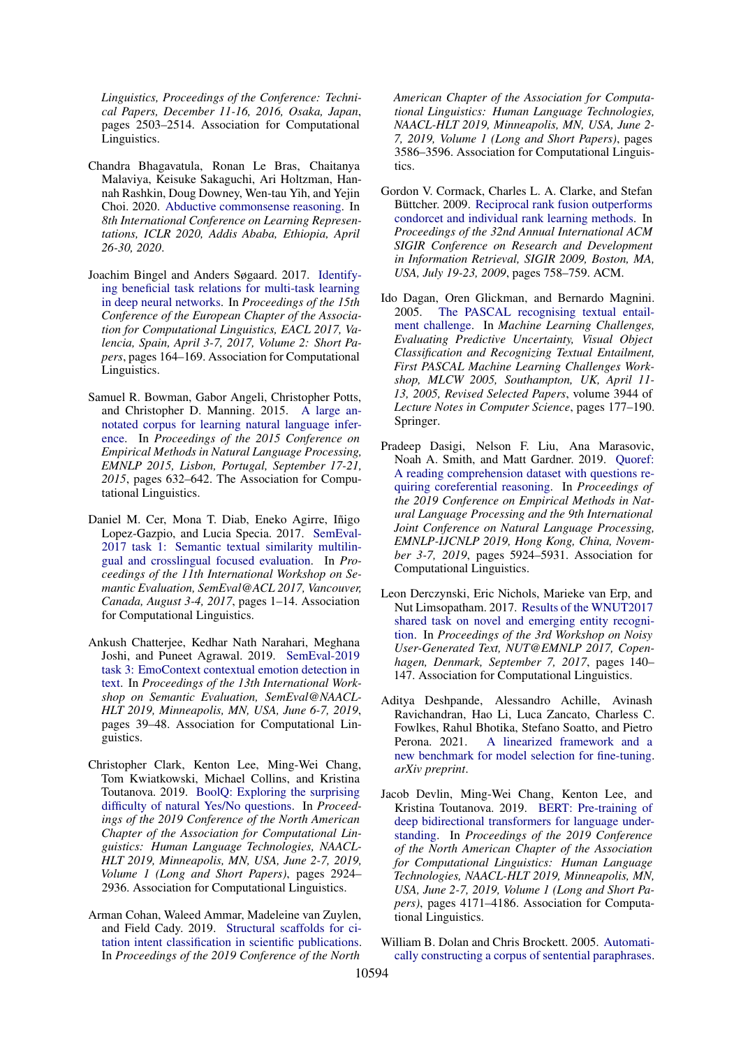*Linguistics, Proceedings of the Conference: Technical Papers, December 11-16, 2016, Osaka, Japan*, pages 2503–2514. Association for Computational Linguistics.

Chandra Bhagavatula, Ronan Le Bras, Chaitanya Malaviya, Keisuke Sakaguchi, Ari Holtzman, Hannah Rashkin, Doug Downey, Wen-tau Yih, and Yejin Choi. 2020. Abductive commonsense reasoning. In *8th International Conference on Learning Representations, ICLR 2020, Addis Ababa, Ethiopia, April 26-30, 2020*.

Joachim Bingel and Anders Søgaard. 2017. Identifying beneficial task relations for multi-task learning in deep neural networks. In *Proceedings of the 15th Conference of the European Chapter of the Association for Computational Linguistics, EACL 2017, Valencia, Spain, April 3-7, 2017, Volume 2: Short Papers*, pages 164–169. Association for Computational Linguistics.

Samuel R. Bowman, Gabor Angeli, Christopher Potts, and Christopher D. Manning. 2015. A large annotated corpus for learning natural language inference. In *Proceedings of the 2015 Conference on Empirical Methods in Natural Language Processing, EMNLP 2015, Lisbon, Portugal, September 17-21, 2015*, pages 632–642. The Association for Computational Linguistics.

Daniel M. Cer, Mona T. Diab, Eneko Agirre, Iñigo Lopez-Gazpio, and Lucia Specia. 2017. SemEval-2017 task 1: Semantic textual similarity multilingual and crosslingual focused evaluation. In *Proceedings of the 11th International Workshop on Semantic Evaluation, SemEval@ACL 2017, Vancouver, Canada, August 3-4, 2017*, pages 1–14. Association for Computational Linguistics.

Ankush Chatterjee, Kedhar Nath Narahari, Meghana Joshi, and Puneet Agrawal. 2019. SemEval-2019 task 3: EmoContext contextual emotion detection in text. In *Proceedings of the 13th International Workshop on Semantic Evaluation, SemEval@NAACL-HLT 2019, Minneapolis, MN, USA, June 6-7, 2019*, pages 39–48. Association for Computational Linguistics.

Christopher Clark, Kenton Lee, Ming-Wei Chang, Tom Kwiatkowski, Michael Collins, and Kristina Toutanova. 2019. BoolQ: Exploring the surprising difficulty of natural Yes/No questions. In *Proceedings of the 2019 Conference of the North American Chapter of the Association for Computational Linguistics: Human Language Technologies, NAACL-HLT 2019, Minneapolis, MN, USA, June 2-7, 2019, Volume 1 (Long and Short Papers)*, pages 2924–2936. Association for Computational Linguistics.

Arman Cohan, Waleed Ammar, Madeleine van Zuylen, and Field Cady. 2019. Structural scaffolds for citation intent classification in scientific publications. In *Proceedings of the 2019 Conference of the North American Chapter of the Association for Computational Linguistics: Human Language Technologies, NAACL-HLT 2019, Minneapolis, MN, USA, June 2-7, 2019, Volume 1 (Long and Short Papers)*, pages 3586–3596. Association for Computational Linguistics.

Gordon V. Cormack, Charles L. A. Clarke, and Stefan Büttcher. 2009. Reciprocal rank fusion outperforms condorcet and individual rank learning methods. In *Proceedings of the 32nd Annual International ACM SIGIR Conference on Research and Development in Information Retrieval, SIGIR 2009, Boston, MA, USA, July 19-23, 2009*, pages 758–759. ACM.

Ido Dagan, Oren Glickman, and Bernardo Magnini. 2005. The PASCAL recognising textual entailment challenge. In *Machine Learning Challenges, Evaluating Predictive Uncertainty, Visual Object Classification and Recognizing Textual Entailment, First PASCAL Machine Learning Challenges Workshop, MLCW 2005, Southampton, UK, April 11-13, 2005, Revised Selected Papers*, volume 3944 of *Lecture Notes in Computer Science*, pages 177–190. Springer.

Pradeep Dasigi, Nelson F. Liu, Ana Marasovic, Noah A. Smith, and Matt Gardner. 2019. Quoref: A reading comprehension dataset with questions requiring coreferential reasoning. In *Proceedings of the 2019 Conference on Empirical Methods in Natural Language Processing and the 9th International Joint Conference on Natural Language Processing, EMNLP-IJCNLP 2019, Hong Kong, China, November 3-7, 2019*, pages 5924–5931. Association for Computational Linguistics.

Leon Derczynski, Eric Nichols, Marieke van Erp, and Nut Limsopatham. 2017. Results of the WNUT2017 shared task on novel and emerging entity recognition. In *Proceedings of the 3rd Workshop on Noisy User-Generated Text, NUT@EMNLP 2017, Copenhagen, Denmark, September 7, 2017*, pages 140–147. Association for Computational Linguistics.

Aditya Deshpande, Alessandro Achille, Avinash Ravichandran, Hao Li, Luca Zancato, Charless C. Fowlkes, Rahul Bhotika, Stefano Soatto, and Pietro Perona. 2021. A linearized framework and a new benchmark for model selection for fine-tuning. *arXiv preprint*.

Jacob Devlin, Ming-Wei Chang, Kenton Lee, and Kristina Toutanova. 2019. BERT: Pre-training of deep bidirectional transformers for language understanding. In *Proceedings of the 2019 Conference of the North American Chapter of the Association for Computational Linguistics: Human Language Technologies, NAACL-HLT 2019, Minneapolis, MN, USA, June 2-7, 2019, Volume 1 (Long and Short Papers)*, pages 4171–4186. Association for Computational Linguistics.

William B. Dolan and Chris Brockett. 2005. Automatically constructing a corpus of sentential paraphrases.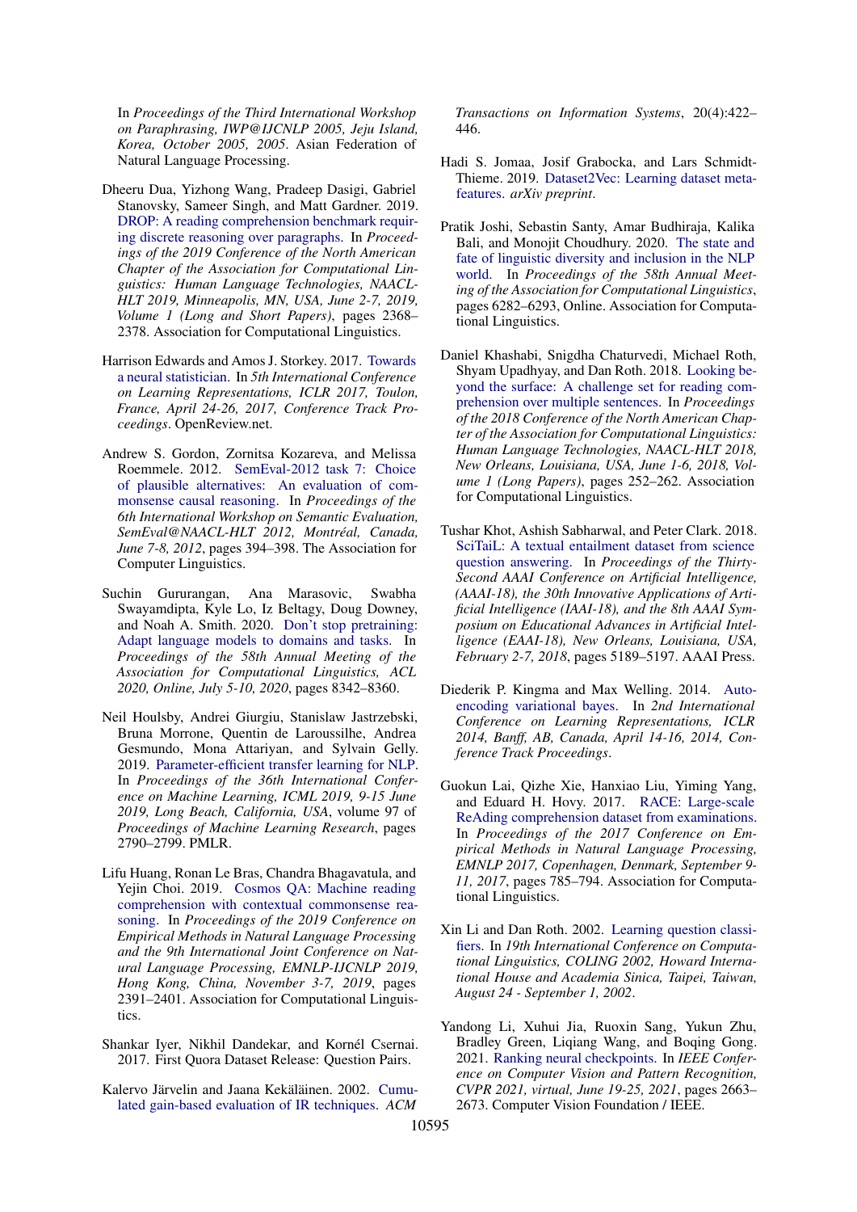In *Proceedings of the Third International Workshop on Paraphrasing, IWP@IJCNLP 2005, Jeju Island, Korea, October 2005, 2005*. Asian Federation of Natural Language Processing.

Dheeru Dua, Yizhong Wang, Pradeep Dasigi, Gabriel Stanovsky, Sameer Singh, and Matt Gardner. 2019. DROP: A reading comprehension benchmark requiring discrete reasoning over paragraphs. In *Proceedings of the 2019 Conference of the North American Chapter of the Association for Computational Linguistics: Human Language Technologies, NAACL-HLT 2019, Minneapolis, MN, USA, June 2-7, 2019, Volume 1 (Long and Short Papers)*, pages 2368–2378. Association for Computational Linguistics.

Harrison Edwards and Amos J. Storkey. 2017. Towards a neural statistician. In *5th International Conference on Learning Representations, ICLR 2017, Toulon, France, April 24-26, 2017, Conference Track Proceedings*. OpenReview.net.

Andrew S. Gordon, Zornitsa Kozareva, and Melissa Roemmele. 2012. SemEval-2012 task 7: Choice of plausible alternatives: An evaluation of commonsense causal reasoning. In *Proceedings of the 6th International Workshop on Semantic Evaluation, SemEval@NAACL-HLT 2012, Montréal, Canada, June 7-8, 2012*, pages 394–398. The Association for Computer Linguistics.

Suchin Gururangan, Ana Marasovic, Swabha Swayamdipta, Kyle Lo, Iz Beltagy, Doug Downey, and Noah A. Smith. 2020. Don't stop pretraining: Adapt language models to domains and tasks. In *Proceedings of the 58th Annual Meeting of the Association for Computational Linguistics, ACL 2020, Online, July 5-10, 2020*, pages 8342–8360.

Neil Houlsby, Andrei Giurgiu, Stanislaw Jastrzebski, Bruna Morrone, Quentin de Laroussilhe, Andrea Gesmundo, Mona Attariyan, and Sylvain Gelly. 2019. Parameter-efficient transfer learning for NLP. In *Proceedings of the 36th International Conference on Machine Learning, ICML 2019, 9-15 June 2019, Long Beach, California, USA*, volume 97 of *Proceedings of Machine Learning Research*, pages 2790–2799. PMLR.

Lifu Huang, Ronan Le Bras, Chandra Bhagavatula, and Yejin Choi. 2019. Cosmos QA: Machine reading comprehension with contextual commonsense reasoning. In *Proceedings of the 2019 Conference on Empirical Methods in Natural Language Processing and the 9th International Joint Conference on Natural Language Processing, EMNLP-IJCNLP 2019, Hong Kong, China, November 3-7, 2019*, pages 2391–2401. Association for Computational Linguistics.

Shankar Iyer, Nikhil Dandekar, and Kornél Csernai. 2017. First Quora Dataset Release: Question Pairs.

Kalervo Järvelin and Jaana Kekäläinen. 2002. Cumulated gain-based evaluation of IR techniques. *ACM Transactions on Information Systems*, 20(4):422–446.

Hadi S. Jomaa, Josif Grabocka, and Lars Schmidt-Thieme. 2019. Dataset2Vec: Learning dataset meta-features. *arXiv preprint*.

Pratik Joshi, Sebastin Santy, Amar Budhiraja, Kalika Bali, and Monojit Choudhury. 2020. The state and fate of linguistic diversity and inclusion in the NLP world. In *Proceedings of the 58th Annual Meeting of the Association for Computational Linguistics*, pages 6282–6293, Online. Association for Computational Linguistics.

Daniel Khashabi, Snigdha Chaturvedi, Michael Roth, Shyam Upadhyay, and Dan Roth. 2018. Looking beyond the surface: A challenge set for reading comprehension over multiple sentences. In *Proceedings of the 2018 Conference of the North American Chapter of the Association for Computational Linguistics: Human Language Technologies, NAACL-HLT 2018, New Orleans, Louisiana, USA, June 1-6, 2018, Volume 1 (Long Papers)*, pages 252–262. Association for Computational Linguistics.

Tushar Khot, Ashish Sabharwal, and Peter Clark. 2018. SciTaiL: A textual entailment dataset from science question answering. In *Proceedings of the Thirty-Second AAAI Conference on Artificial Intelligence, (AAAI-18), the 30th Innovative Applications of Artificial Intelligence (IAAI-18), and the 8th AAAI Symposium on Educational Advances in Artificial Intelligence (EAAI-18), New Orleans, Louisiana, USA, February 2-7, 2018*, pages 5189–5197. AAAI Press.

Diederik P. Kingma and Max Welling. 2014. Auto-encoding variational bayes. In *2nd International Conference on Learning Representations, ICLR 2014, Banff, AB, Canada, April 14-16, 2014, Conference Track Proceedings*.

Guokun Lai, Qizhe Xie, Hanxiao Liu, Yiming Yang, and Eduard H. Hovy. 2017. RACE: Large-scale ReAding comprehension dataset from examinations. In *Proceedings of the 2017 Conference on Empirical Methods in Natural Language Processing, EMNLP 2017, Copenhagen, Denmark, September 9-11, 2017*, pages 785–794. Association for Computational Linguistics.

Xin Li and Dan Roth. 2002. Learning question classifiers. In *19th International Conference on Computational Linguistics, COLING 2002, Howard International House and Academia Sinica, Taipei, Taiwan, August 24 - September 1, 2002*.

Yandong Li, Xuhui Jia, Ruoxin Sang, Yukun Zhu, Bradley Green, Liqiang Wang, and Boqing Gong. 2021. Ranking neural checkpoints. In *IEEE Conference on Computer Vision and Pattern Recognition, CVPR 2021, virtual, June 19-25, 2021*, pages 2663–2673. Computer Vision Foundation / IEEE.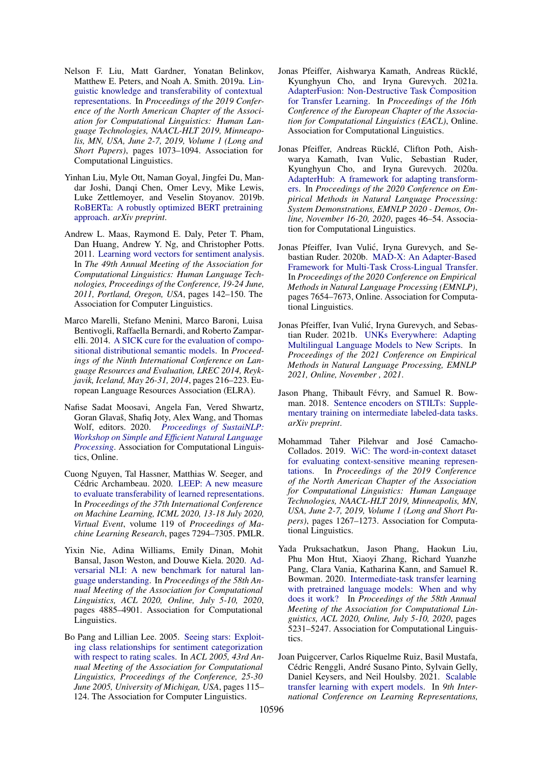Nelson F. Liu, Matt Gardner, Yonatan Belinkov, Matthew E. Peters, and Noah A. Smith. 2019a. Linguistic knowledge and transferability of contextual representations. In *Proceedings of the 2019 Conference of the North American Chapter of the Association for Computational Linguistics: Human Language Technologies, NAACL-HLT 2019, Minneapolis, MN, USA, June 2-7, 2019, Volume 1 (Long and Short Papers)*, pages 1073–1094. Association for Computational Linguistics.

Yinhan Liu, Myle Ott, Naman Goyal, Jingfei Du, Mandar Joshi, Danqi Chen, Omer Levy, Mike Lewis, Luke Zettlemoyer, and Veselin Stoyanov. 2019b. RoBERTa: A robustly optimized BERT pretraining approach. *arXiv preprint*.

Andrew L. Maas, Raymond E. Daly, Peter T. Pham, Dan Huang, Andrew Y. Ng, and Christopher Potts. 2011. Learning word vectors for sentiment analysis. In *The 49th Annual Meeting of the Association for Computational Linguistics: Human Language Technologies, Proceedings of the Conference, 19-24 June, 2011, Portland, Oregon, USA*, pages 142–150. The Association for Computer Linguistics.

Marco Marelli, Stefano Menini, Marco Baroni, Luisa Bentivogli, Raffaella Bernardi, and Roberto Zamparelli. 2014. A SICK cure for the evaluation of compositional distributional semantic models. In *Proceedings of the Ninth International Conference on Language Resources and Evaluation, LREC 2014, Reykjavik, Iceland, May 26-31, 2014*, pages 216–223. European Language Resources Association (ELRA).

Nafise Sadat Moosavi, Angela Fan, Vered Shwartz, Goran Glavaš, Shafiq Joty, Alex Wang, and Thomas Wolf, editors. 2020. *Proceedings of SustaiNLP: Workshop on Simple and Efficient Natural Language Processing*. Association for Computational Linguistics, Online.

Cuong Nguyen, Tal Hassner, Matthias W. Seeger, and Cédric Archambeau. 2020. LEEP: A new measure to evaluate transferability of learned representations. In *Proceedings of the 37th International Conference on Machine Learning, ICML 2020, 13-18 July 2020, Virtual Event*, volume 119 of *Proceedings of Machine Learning Research*, pages 7294–7305. PMLR.

Yixin Nie, Adina Williams, Emily Dinan, Mohit Bansal, Jason Weston, and Douwe Kiela. 2020. Adversarial NLI: A new benchmark for natural language understanding. In *Proceedings of the 58th Annual Meeting of the Association for Computational Linguistics, ACL 2020, Online, July 5-10, 2020*, pages 4885–4901. Association for Computational Linguistics.

Bo Pang and Lillian Lee. 2005. Seeing stars: Exploiting class relationships for sentiment categorization with respect to rating scales. In *ACL 2005, 43rd Annual Meeting of the Association for Computational Linguistics, Proceedings of the Conference, 25-30 June 2005, University of Michigan, USA*, pages 115–124. The Association for Computer Linguistics.

Jonas Pfeiffer, Aishwarya Kamath, Andreas Rücklé, Kyunghyun Cho, and Iryna Gurevych. 2021a. AdapterFusion: Non-Destructive Task Composition for Transfer Learning. In *Proceedings of the 16th Conference of the European Chapter of the Association for Computational Linguistics (EACL)*, Online. Association for Computational Linguistics.

Jonas Pfeiffer, Andreas Rücklé, Clifton Poth, Aishwarya Kamath, Ivan Vulic, Sebastian Ruder, Kyunghyun Cho, and Iryna Gurevych. 2020a. AdapterHub: A framework for adapting transformers. In *Proceedings of the 2020 Conference on Empirical Methods in Natural Language Processing: System Demonstrations, EMNLP 2020 - Demos, Online, November 16-20, 2020*, pages 46–54. Association for Computational Linguistics.

Jonas Pfeiffer, Ivan Vulić, Iryna Gurevych, and Sebastian Ruder. 2020b. MAD-X: An Adapter-Based Framework for Multi-Task Cross-Lingual Transfer. In *Proceedings of the 2020 Conference on Empirical Methods in Natural Language Processing (EMNLP)*, pages 7654–7673, Online. Association for Computational Linguistics.

Jonas Pfeiffer, Ivan Vulić, Iryna Gurevych, and Sebastian Ruder. 2021b. UNKs Everywhere: Adapting Multilingual Language Models to New Scripts. In *Proceedings of the 2021 Conference on Empirical Methods in Natural Language Processing, EMNLP 2021, Online, November , 2021*.

Jason Phang, Thibault Févry, and Samuel R. Bowman. 2018. Sentence encoders on STILTs: Supplementary training on intermediate labeled-data tasks. *arXiv preprint*.

Mohammad Taher Pilehvar and José Camacho-Collados. 2019. WiC: The word-in-context dataset for evaluating context-sensitive meaning representations. In *Proceedings of the 2019 Conference of the North American Chapter of the Association for Computational Linguistics: Human Language Technologies, NAACL-HLT 2019, Minneapolis, MN, USA, June 2-7, 2019, Volume 1 (Long and Short Papers)*, pages 1267–1273. Association for Computational Linguistics.

Yada Pruksachatkun, Jason Phang, Haokun Liu, Phu Mon Htut, Xiaoyi Zhang, Richard Yuanzhe Pang, Clara Vania, Katharina Kann, and Samuel R. Bowman. 2020. Intermediate-task transfer learning with pretrained language models: When and why does it work? In *Proceedings of the 58th Annual Meeting of the Association for Computational Linguistics, ACL 2020, Online, July 5-10, 2020*, pages 5231–5247. Association for Computational Linguistics.

Joan Puigcerver, Carlos Riquelme Ruiz, Basil Mustafa, Cédric Renggli, André Susano Pinto, Sylvain Gelly, Daniel Keysers, and Neil Houlsby. 2021. Scalable transfer learning with expert models. In *9th International Conference on Learning Representations,*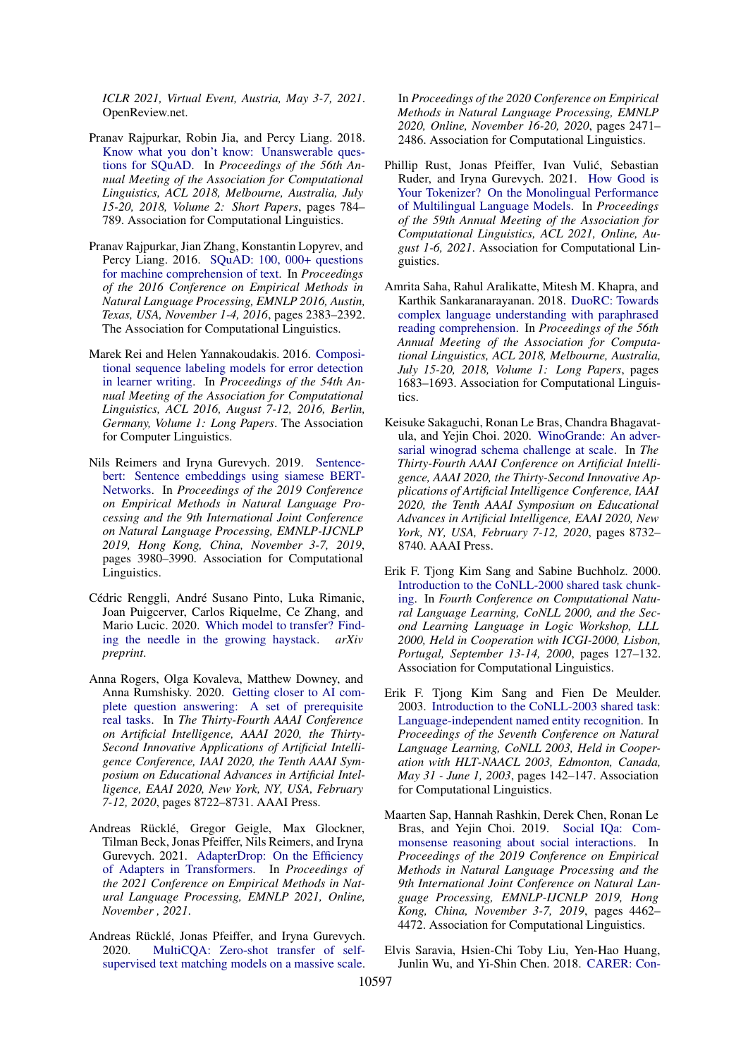ICLR 2021, Virtual Event, Austria, May 3-7, 2021*. OpenReview.net.

Pranav Rajpurkar, Robin Jia, and Percy Liang. 2018. Know what you don't know: Unanswerable questions for SQuAD. In *Proceedings of the 56th Annual Meeting of the Association for Computational Linguistics, ACL 2018, Melbourne, Australia, July 15-20, 2018, Volume 2: Short Papers*, pages 784–789. Association for Computational Linguistics.

Pranav Rajpurkar, Jian Zhang, Konstantin Lopyrev, and Percy Liang. 2016. SQuAD: 100, 000+ questions for machine comprehension of text. In *Proceedings of the 2016 Conference on Empirical Methods in Natural Language Processing, EMNLP 2016, Austin, Texas, USA, November 1-4, 2016*, pages 2383–2392. The Association for Computational Linguistics.

Marek Rei and Helen Yannakoudakis. 2016. Compositional sequence labeling models for error detection in learner writing. In *Proceedings of the 54th Annual Meeting of the Association for Computational Linguistics, ACL 2016, August 7-12, 2016, Berlin, Germany, Volume 1: Long Papers*. The Association for Computer Linguistics.

Nils Reimers and Iryna Gurevych. 2019. Sentence-bert: Sentence embeddings using siamese BERT-Networks. In *Proceedings of the 2019 Conference on Empirical Methods in Natural Language Processing and the 9th International Joint Conference on Natural Language Processing, EMNLP-IJCNLP 2019, Hong Kong, China, November 3-7, 2019*, pages 3980–3990. Association for Computational Linguistics.

Cédric Renggli, André Susano Pinto, Luka Rimanic, Joan Puigcerver, Carlos Riquelme, Ce Zhang, and Mario Lucic. 2020. Which model to transfer? Finding the needle in the growing haystack. *arXiv preprint*.

Anna Rogers, Olga Kovaleva, Matthew Downey, and Anna Rumshisky. 2020. Getting closer to AI complete question answering: A set of prerequisite real tasks. In *The Thirty-Fourth AAAI Conference on Artificial Intelligence, AAAI 2020, the Thirty-Second Innovative Applications of Artificial Intelligence Conference, IAAI 2020, the Tenth AAAI Symposium on Educational Advances in Artificial Intelligence, EAAI 2020, New York, NY, USA, February 7-12, 2020*, pages 8722–8731. AAAI Press.

Andreas Rücklé, Gregor Geigle, Max Glockner, Tilman Beck, Jonas Pfeiffer, Nils Reimers, and Iryna Gurevych. 2021. AdapterDrop: On the Efficiency of Adapters in Transformers. In *Proceedings of the 2021 Conference on Empirical Methods in Natural Language Processing, EMNLP 2021, Online, November , 2021*.

Andreas Rücklé, Jonas Pfeiffer, and Iryna Gurevych. 2020. MultiCQA: Zero-shot transfer of self-supervised text matching models on a massive scale. In *Proceedings of the 2020 Conference on Empirical Methods in Natural Language Processing, EMNLP 2020, Online, November 16-20, 2020*, pages 2471–2486. Association for Computational Linguistics.

Phillip Rust, Jonas Pfeiffer, Ivan Vulić, Sebastian Ruder, and Iryna Gurevych. 2021. How Good is Your Tokenizer? On the Monolingual Performance of Multilingual Language Models. In *Proceedings of the 59th Annual Meeting of the Association for Computational Linguistics, ACL 2021, Online, August 1-6, 2021*. Association for Computational Linguistics.

Amrita Saha, Rahul Aralikatte, Mitesh M. Khapra, and Karthik Sankaranarayanan. 2018. DuoRC: Towards complex language understanding with paraphrased reading comprehension. In *Proceedings of the 56th Annual Meeting of the Association for Computational Linguistics, ACL 2018, Melbourne, Australia, July 15-20, 2018, Volume 1: Long Papers*, pages 1683–1693. Association for Computational Linguistics.

Keisuke Sakaguchi, Ronan Le Bras, Chandra Bhagavatula, and Yejin Choi. 2020. WinoGrande: An adversarial winograd schema challenge at scale. In *The Thirty-Fourth AAAI Conference on Artificial Intelligence, AAAI 2020, the Thirty-Second Innovative Applications of Artificial Intelligence Conference, IAAI 2020, the Tenth AAAI Symposium on Educational Advances in Artificial Intelligence, EAAI 2020, New York, NY, USA, February 7-12, 2020*, pages 8732–8740. AAAI Press.

Erik F. Tjong Kim Sang and Sabine Buchholz. 2000. Introduction to the CoNLL-2000 shared task chunking. In *Fourth Conference on Computational Natural Language Learning, CoNLL 2000, and the Second Learning Language in Logic Workshop, LLL 2000, Held in Cooperation with ICGI-2000, Lisbon, Portugal, September 13-14, 2000*, pages 127–132. Association for Computational Linguistics.

Erik F. Tjong Kim Sang and Fien De Meulder. 2003. Introduction to the CoNLL-2003 shared task: Language-independent named entity recognition. In *Proceedings of the Seventh Conference on Natural Language Learning, CoNLL 2003, Held in Cooperation with HLT-NAACL 2003, Edmonton, Canada, May 31 - June 1, 2003*, pages 142–147. Association for Computational Linguistics.

Maarten Sap, Hannah Rashkin, Derek Chen, Ronan Le Bras, and Yejin Choi. 2019. Social IQa: Commonsense reasoning about social interactions. In *Proceedings of the 2019 Conference on Empirical Methods in Natural Language Processing and the 9th International Joint Conference on Natural Language Processing, EMNLP-IJCNLP 2019, Hong Kong, China, November 3-7, 2019*, pages 4462–4472. Association for Computational Linguistics.

Elvis Saravia, Hsien-Chi Toby Liu, Yen-Hao Huang, Junlin Wu, and Yi-Shin Chen. 2018. CARER: Con-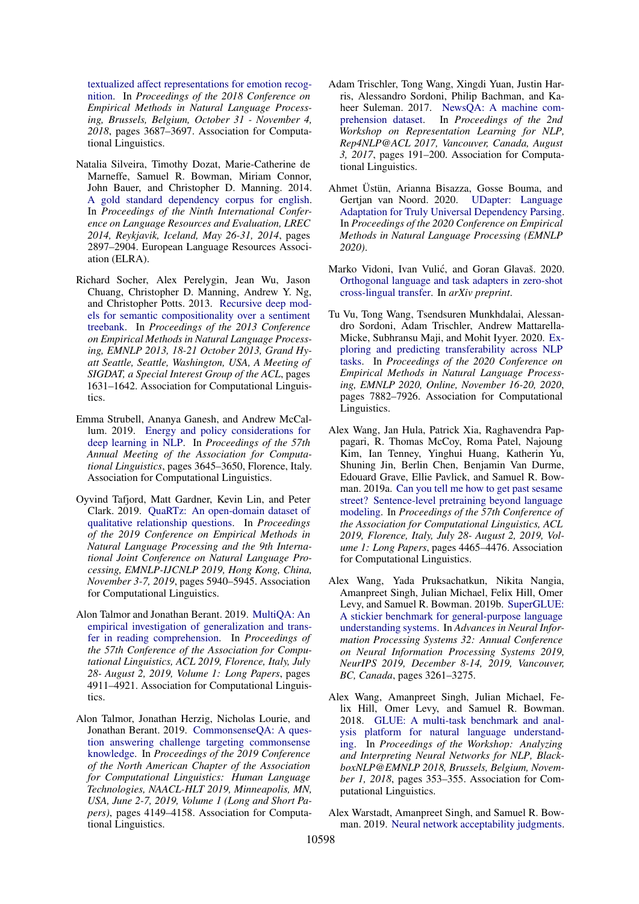textualized affect representations for emotion recognition. In *Proceedings of the 2018 Conference on Empirical Methods in Natural Language Processing, Brussels, Belgium, October 31 - November 4, 2018*, pages 3687–3697. Association for Computational Linguistics.

Natalia Silveira, Timothy Dozat, Marie-Catherine de Marneffe, Samuel R. Bowman, Miriam Connor, John Bauer, and Christopher D. Manning. 2014. A gold standard dependency corpus for english. In *Proceedings of the Ninth International Conference on Language Resources and Evaluation, LREC 2014, Reykjavik, Iceland, May 26-31, 2014*, pages 2897–2904. European Language Resources Association (ELRA).

Richard Socher, Alex Perelygin, Jean Wu, Jason Chuang, Christopher D. Manning, Andrew Y. Ng, and Christopher Potts. 2013. Recursive deep models for semantic compositionality over a sentiment treebank. In *Proceedings of the 2013 Conference on Empirical Methods in Natural Language Processing, EMNLP 2013, 18-21 October 2013, Grand Hyatt Seattle, Seattle, Washington, USA, A Meeting of SIGDAT, a Special Interest Group of the ACL*, pages 1631–1642. Association for Computational Linguistics.

Emma Strubell, Ananya Ganesh, and Andrew McCallum. 2019. Energy and policy considerations for deep learning in NLP. In *Proceedings of the 57th Annual Meeting of the Association for Computational Linguistics*, pages 3645–3650, Florence, Italy. Association for Computational Linguistics.

Oyvind Tafjord, Matt Gardner, Kevin Lin, and Peter Clark. 2019. QuaRTz: An open-domain dataset of qualitative relationship questions. In *Proceedings of the 2019 Conference on Empirical Methods in Natural Language Processing and the 9th International Joint Conference on Natural Language Processing, EMNLP-IJCNLP 2019, Hong Kong, China, November 3-7, 2019*, pages 5940–5945. Association for Computational Linguistics.

Alon Talmor and Jonathan Berant. 2019. MultiQA: An empirical investigation of generalization and transfer in reading comprehension. In *Proceedings of the 57th Conference of the Association for Computational Linguistics, ACL 2019, Florence, Italy, July 28- August 2, 2019, Volume 1: Long Papers*, pages 4911–4921. Association for Computational Linguistics.

Alon Talmor, Jonathan Herzig, Nicholas Lourie, and Jonathan Berant. 2019. CommonsenseQA: A question answering challenge targeting commonsense knowledge. In *Proceedings of the 2019 Conference of the North American Chapter of the Association for Computational Linguistics: Human Language Technologies, NAACL-HLT 2019, Minneapolis, MN, USA, June 2-7, 2019, Volume 1 (Long and Short Papers)*, pages 4149–4158. Association for Computational Linguistics.

Adam Trischler, Tong Wang, Xingdi Yuan, Justin Harris, Alessandro Sordoni, Philip Bachman, and Kaheer Suleman. 2017. NewsQA: A machine comprehension dataset. In *Proceedings of the 2nd Workshop on Representation Learning for NLP, Rep4NLP@ACL 2017, Vancouver, Canada, August 3, 2017*, pages 191–200. Association for Computational Linguistics.

Ahmet Üstün, Arianna Bisazza, Gosse Bouma, and Gertjan van Noord. 2020. UDapter: Language Adaptation for Truly Universal Dependency Parsing. In *Proceedings of the 2020 Conference on Empirical Methods in Natural Language Processing (EMNLP 2020)*.

Marko Vidoni, Ivan Vulić, and Goran Glavaš. 2020. Orthogonal language and task adapters in zero-shot cross-lingual transfer. In *arXiv preprint*.

Tu Vu, Tong Wang, Tsendsuren Munkhdalai, Alessandro Sordoni, Adam Trischler, Andrew Mattarella-Micke, Subhransu Maji, and Mohit Iyyer. 2020. Exploring and predicting transferability across NLP tasks. In *Proceedings of the 2020 Conference on Empirical Methods in Natural Language Processing, EMNLP 2020, Online, November 16-20, 2020*, pages 7882–7926. Association for Computational Linguistics.

Alex Wang, Jan Hula, Patrick Xia, Raghavendra Pappagari, R. Thomas McCoy, Roma Patel, Najoung Kim, Ian Tenney, Yinghui Huang, Katherin Yu, Shuning Jin, Berlin Chen, Benjamin Van Durme, Edouard Grave, Ellie Pavlick, and Samuel R. Bowman. 2019a. Can you tell me how to get past sesame street? Sentence-level pretraining beyond language modeling. In *Proceedings of the 57th Conference of the Association for Computational Linguistics, ACL 2019, Florence, Italy, July 28- August 2, 2019, Volume 1: Long Papers*, pages 4465–4476. Association for Computational Linguistics.

Alex Wang, Yada Pruksachatkun, Nikita Nangia, Amanpreet Singh, Julian Michael, Felix Hill, Omer Levy, and Samuel R. Bowman. 2019b. SuperGLUE: A stickier benchmark for general-purpose language understanding systems. In *Advances in Neural Information Processing Systems 32: Annual Conference on Neural Information Processing Systems 2019, NeurIPS 2019, December 8-14, 2019, Vancouver, BC, Canada*, pages 3261–3275.

Alex Wang, Amanpreet Singh, Julian Michael, Felix Hill, Omer Levy, and Samuel R. Bowman. 2018. GLUE: A multi-task benchmark and analysis platform for natural language understanding. In *Proceedings of the Workshop: Analyzing and Interpreting Neural Networks for NLP, BlackboxNLP@EMNLP 2018, Brussels, Belgium, November 1, 2018*, pages 353–355. Association for Computational Linguistics.

Alex Warstadt, Amanpreet Singh, and Samuel R. Bowman. 2019. Neural network acceptability judgments.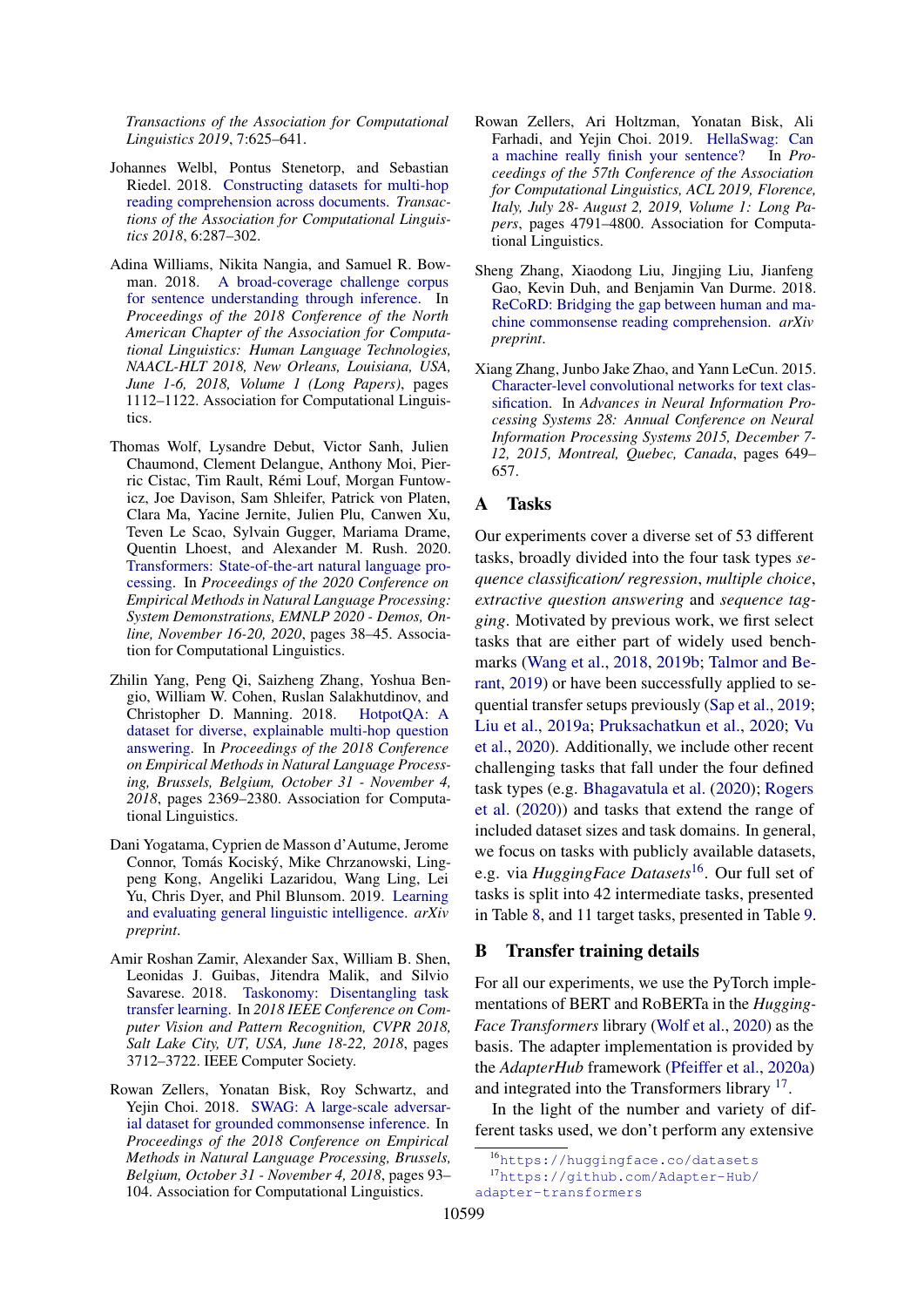Transactions of the Association for Computational Linguistics 2019*, 7:625–641.

Johannes Welbl, Pontus Stenetorp, and Sebastian Riedel. 2018. Constructing datasets for multi-hop reading comprehension across documents. *Transactions of the Association for Computational Linguistics 2018*, 6:287–302.

Adina Williams, Nikita Nangia, and Samuel R. Bowman. 2018. A broad-coverage challenge corpus for sentence understanding through inference. In *Proceedings of the 2018 Conference of the North American Chapter of the Association for Computational Linguistics: Human Language Technologies, NAACL-HLT 2018, New Orleans, Louisiana, USA, June 1-6, 2018, Volume 1 (Long Papers)*, pages 1112–1122. Association for Computational Linguistics.

Thomas Wolf, Lysandre Debut, Victor Sanh, Julien Chaumond, Clement Delangue, Anthony Moi, Pierric Cistac, Tim Rault, Rémi Louf, Morgan Funtowicz, Joe Davison, Sam Shleifer, Patrick von Platen, Clara Ma, Yacine Jernite, Julien Plu, Canwen Xu, Teven Le Scao, Sylvain Gugger, Mariama Drame, Quentin Lhoest, and Alexander M. Rush. 2020. Transformers: State-of-the-art natural language processing. In *Proceedings of the 2020 Conference on Empirical Methods in Natural Language Processing: System Demonstrations, EMNLP 2020 - Demos, Online, November 16-20, 2020*, pages 38–45. Association for Computational Linguistics.

Zhilin Yang, Peng Qi, Saizheng Zhang, Yoshua Bengio, William W. Cohen, Ruslan Salakhutdinov, and Christopher D. Manning. 2018. HotpotQA: A dataset for diverse, explainable multi-hop question answering. In *Proceedings of the 2018 Conference on Empirical Methods in Natural Language Processing, Brussels, Belgium, October 31 - November 4, 2018*, pages 2369–2380. Association for Computational Linguistics.

Dani Yogatama, Cyprien de Masson d'Autume, Jerome Connor, Tomás Kociský, Mike Chrzanowski, Lingpeng Kong, Angeliki Lazaridou, Wang Ling, Lei Yu, Chris Dyer, and Phil Blunsom. 2019. Learning and evaluating general linguistic intelligence. *arXiv preprint*.

Amir Roshan Zamir, Alexander Sax, William B. Shen, Leonidas J. Guibas, Jitendra Malik, and Silvio Savarese. 2018. Taskonomy: Disentangling task transfer learning. In *2018 IEEE Conference on Computer Vision and Pattern Recognition, CVPR 2018, Salt Lake City, UT, USA, June 18-22, 2018*, pages 3712–3722. IEEE Computer Society.

Rowan Zellers, Yonatan Bisk, Roy Schwartz, and Yejin Choi. 2018. SWAG: A large-scale adversarial dataset for grounded commonsense inference. In *Proceedings of the 2018 Conference on Empirical Methods in Natural Language Processing, Brussels, Belgium, October 31 - November 4, 2018*, pages 93–104. Association for Computational Linguistics.

Rowan Zellers, Ari Holtzman, Yonatan Bisk, Ali Farhadi, and Yejin Choi. 2019. HellaSwag: Can a machine really finish your sentence? In *Proceedings of the 57th Conference of the Association for Computational Linguistics, ACL 2019, Florence, Italy, July 28- August 2, 2019, Volume 1: Long Papers*, pages 4791–4800. Association for Computational Linguistics.

Sheng Zhang, Xiaodong Liu, Jingjing Liu, Jianfeng Gao, Kevin Duh, and Benjamin Van Durme. 2018. ReCoRD: Bridging the gap between human and machine commonsense reading comprehension. *arXiv preprint*.

Xiang Zhang, Junbo Jake Zhao, and Yann LeCun. 2015. Character-level convolutional networks for text classification. In *Advances in Neural Information Processing Systems 28: Annual Conference on Neural Information Processing Systems 2015, December 7-12, 2015, Montreal, Quebec, Canada*, pages 649–657.

## A Tasks

Our experiments cover a diverse set of 53 different tasks, broadly divided into the four task types *sequence classification/ regression*, *multiple choice*, *extractive question answering* and *sequence tagging*. Motivated by previous work, we first select tasks that are either part of widely used benchmarks (Wang et al., 2018, 2019b; Talmor and Berant, 2019) or have been successfully applied to sequential transfer setups previously (Sap et al., 2019; Liu et al., 2019a; Pruksachatkun et al., 2020; Vu et al., 2020). Additionally, we include other recent challenging tasks that fall under the four defined task types (e.g. Bhagavatula et al. (2020); Rogers et al. (2020)) and tasks that extend the range of included dataset sizes and task domains. In general, we focus on tasks with publicly available datasets, e.g. via *HuggingFace Datasets*[16]. Our full set of tasks is split into 42 intermediate tasks, presented in Table 8, and 11 target tasks, presented in Table 9.

## B Transfer training details

For all our experiments, we use the PyTorch implementations of BERT and RoBERTa in the *HuggingFace Transformers* library (Wolf et al., 2020) as the basis. The adapter implementation is provided by the *AdapterHub* framework (Pfeiffer et al., 2020a) and integrated into the Transformers library [17].

In the light of the number and variety of different tasks used, we don't perform any extensive

[16] https://huggingface.co/datasets

[17] https://github.com/Adapter-Hub/adapter-transformers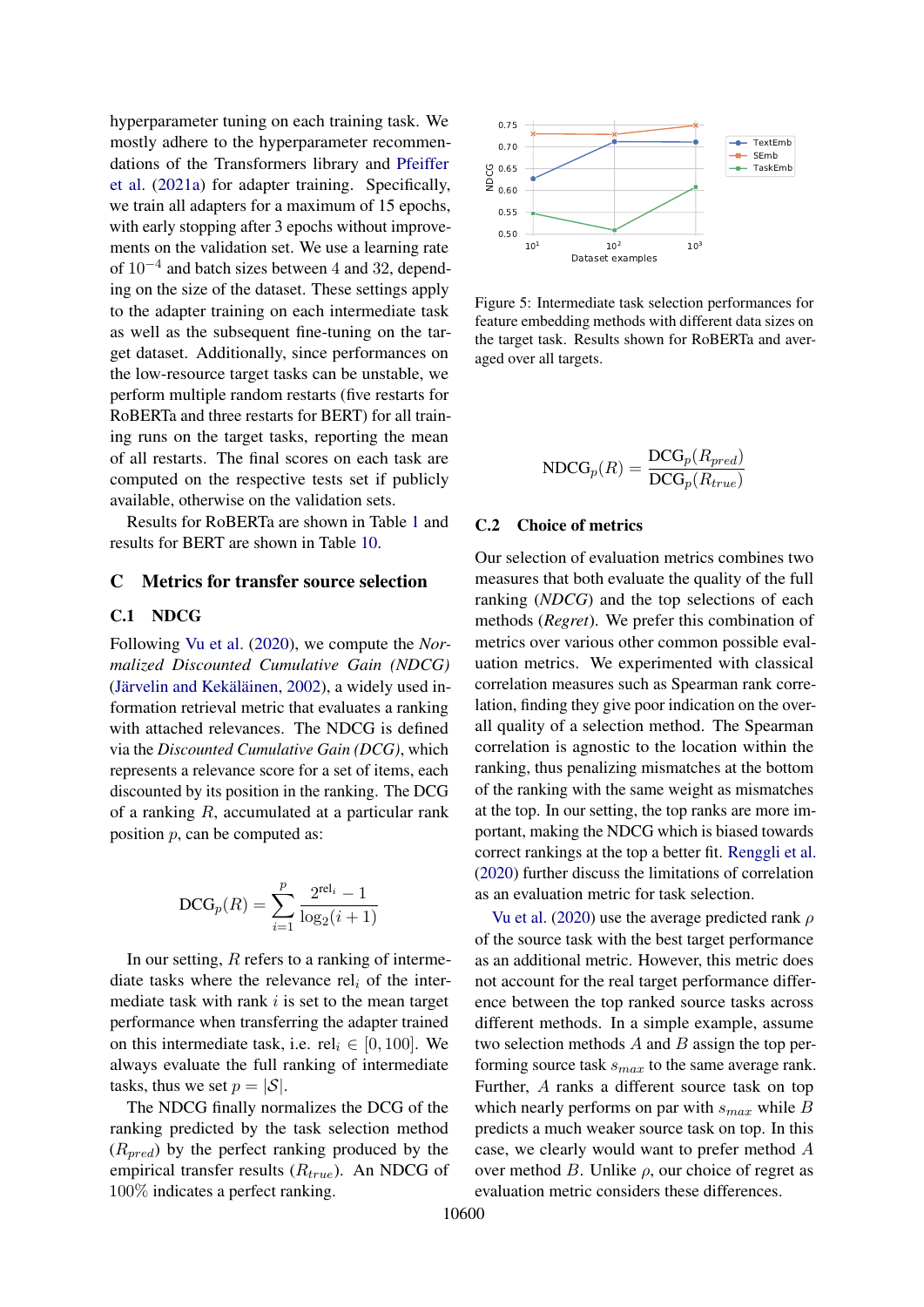hyperparameter tuning on each training task. We mostly adhere to the hyperparameter recommendations of the Transformers library and Pfeiffer et al. (2021a) for adapter training. Specifically, we train all adapters for a maximum of 15 epochs, with early stopping after 3 epochs without improvements on the validation set. We use a learning rate of $10^{-4}$ and batch sizes between 4 and 32, depending on the size of the dataset. These settings apply to the adapter training on each intermediate task as well as the subsequent fine-tuning on the target dataset. Additionally, since performances on the low-resource target tasks can be unstable, we perform multiple random restarts (five restarts for RoBERTa and three restarts for BERT) for all training runs on the target tasks, reporting the mean of all restarts. The final scores on each task are computed on the respective tests set if publicly available, otherwise on the validation sets.

Results for RoBERTa are shown in Table 1 and results for BERT are shown in Table 10.

# C Metrics for transfer source selection

## C.1 NDCG

Following Vu et al. (2020), we compute the *Normalized Discounted Cumulative Gain (NDCG)* (Järvelin and Kekäläinen, 2002), a widely used information retrieval metric that evaluates a ranking with attached relevances. The NDCG is defined via the *Discounted Cumulative Gain (DCG)*, which represents a relevance score for a set of items, each discounted by its position in the ranking. The DCG of a ranking $R$, accumulated at a particular rank position $p$, can be computed as:

$$\text{DCG}_p(R) = \sum_{i=1}^{p} \frac{2^{\text{rel}_i} - 1}{\log_2(i+1)}$$

In our setting, $R$ refers to a ranking of intermediate tasks where the relevance $\text{rel}_i$ of the intermediate task with rank $i$ is set to the mean target performance when transferring the adapter trained on this intermediate task, i.e. $\text{rel}_i \in [0, 100]$. We always evaluate the full ranking of intermediate tasks, thus we set $p = |\mathcal{S}|$.

The NDCG finally normalizes the DCG of the ranking predicted by the task selection method ($R_{pred}$) by the perfect ranking produced by the empirical transfer results ($R_{true}$). An NDCG of $100\%$ indicates a perfect ranking.

Figure 5: Intermediate task selection performances for feature embedding methods with different data sizes on the target task. Results shown for RoBERTa and averaged over all targets.

$$\text{NDCG}_p(R) = \frac{\text{DCG}_p(R_{pred})}{\text{DCG}_p(R_{true})}$$

## C.2 Choice of metrics

Our selection of evaluation metrics combines two measures that both evaluate the quality of the full ranking (*NDCG*) and the top selections of each methods (*Regret*). We prefer this combination of metrics over various other common possible evaluation metrics. We experimented with classical correlation measures such as Spearman rank correlation, finding they give poor indication on the overall quality of a selection method. The Spearman correlation is agnostic to the location within the ranking, thus penalizing mismatches at the bottom of the ranking with the same weight as mismatches at the top. In our setting, the top ranks are more important, making the NDCG which is biased towards correct rankings at the top a better fit. Renggli et al. (2020) further discuss the limitations of correlation as an evaluation metric for task selection.

Vu et al. (2020) use the average predicted rank $\rho$ of the source task with the best target performance as an additional metric. However, this metric does not account for the real target performance difference between the top ranked source tasks across different methods. In a simple example, assume two selection methods $A$ and $B$ assign the top performing source task $s_{max}$ to the same average rank. Further, $A$ ranks a different source task on top which nearly performs on par with $s_{max}$ while $B$ predicts a much weaker source task on top. In this case, we clearly would want to prefer method $A$ over method $B$. Unlike $\rho$, our choice of regret as evaluation metric considers these differences.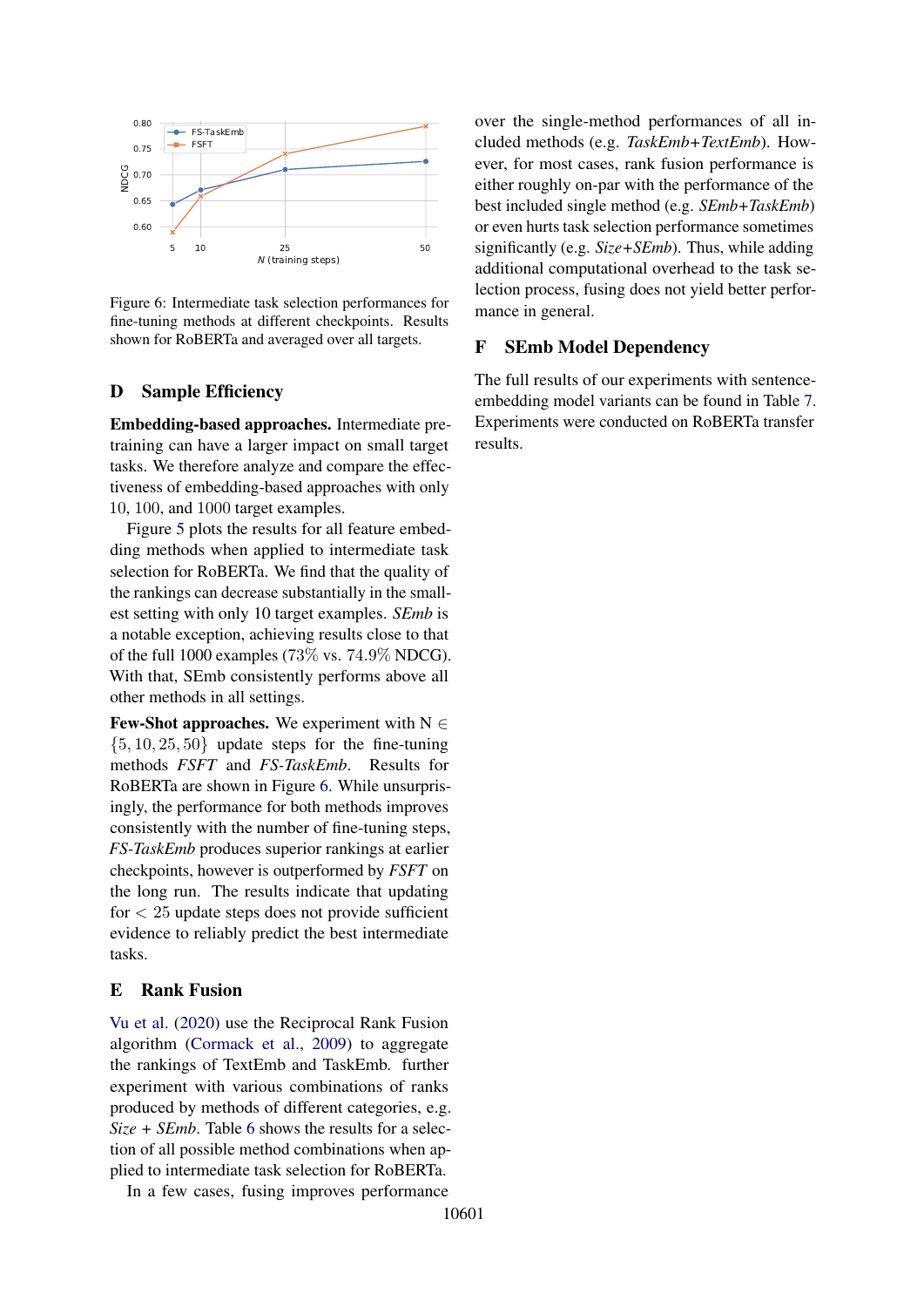Figure 6: Intermediate task selection performances for fine-tuning methods at different checkpoints. Results shown for RoBERTa and averaged over all targets.

## D Sample Efficiency

**Embedding-based approaches.** Intermediate pre-training can have a larger impact on small target tasks. We therefore analyze and compare the effectiveness of embedding-based approaches with only 10, 100, and 1000 target examples.

Figure 5 plots the results for all feature embedding methods when applied to intermediate task selection for RoBERTa. We find that the quality of the rankings can decrease substantially in the smallest setting with only 10 target examples. *SEmb* is a notable exception, achieving results close to that of the full 1000 examples (73% vs. 74.9% NDCG). With that, SEmb consistently performs above all other methods in all settings.

**Few-Shot approaches.** We experiment with N $\in \{5, 10, 25, 50\}$ update steps for the fine-tuning methods *FSFT* and *FS-TaskEmb*. Results for RoBERTa are shown in Figure 6. While unsurprisingly, the performance for both methods improves consistently with the number of fine-tuning steps, *FS-TaskEmb* produces superior rankings at earlier checkpoints, however is outperformed by *FSFT* on the long run. The results indicate that updating for $< 25$ update steps does not provide sufficient evidence to reliably predict the best intermediate tasks.

## E Rank Fusion

Vu et al. (2020) use the Reciprocal Rank Fusion algorithm (Cormack et al., 2009) to aggregate the rankings of TextEmb and TaskEmb. further experiment with various combinations of ranks produced by methods of different categories, e.g. *Size* + *SEmb*. Table 6 shows the results for a selection of all possible method combinations when applied to intermediate task selection for RoBERTa.

In a few cases, fusing improves performance over the single-method performances of all included methods (e.g. *TaskEmb+TextEmb*). However, for most cases, rank fusion performance is either roughly on-par with the performance of the best included single method (e.g. *SEmb+TaskEmb*) or even hurts task selection performance sometimes significantly (e.g. *Size+SEmb*). Thus, while adding additional computational overhead to the task selection process, fusing does not yield better performance in general.

## F SEmb Model Dependency

The full results of our experiments with sentence-embedding model variants can be found in Table 7. Experiments were conducted on RoBERTa transfer results.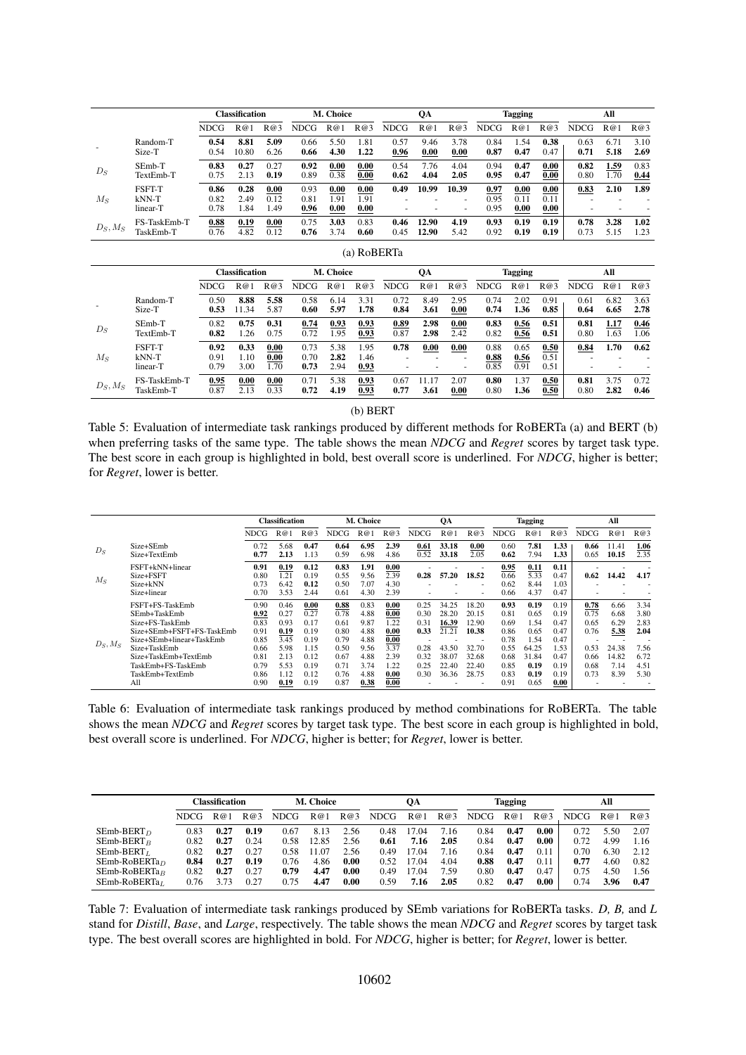| | | Classification | | | M. Choice | | | QA | | | Tagging | | | All | | |
|---|---|---|---|---|---|---|---|---|---|---|---|---|---|---|---|---|
| | | NDCG | R@1 | R@3 | NDCG | R@1 | R@3 | NDCG | R@1 | R@3 | NDCG | R@1 | R@3 | NDCG | R@1 | R@3 |
| - | Random-T | **0.54** | **8.81** | **5.09** | 0.66 | 5.50 | 1.81 | 0.57 | 9.46 | 3.78 | 0.84 | 1.54 | **0.38** | 0.63 | 6.71 | 3.10 |
| | Size-T | 0.54 | 10.80 | 6.26 | **0.66** | **4.30** | **1.22** | **0.96** | **0.00** | **0.00** | **0.87** | **0.47** | 0.47 | **0.71** | **5.18** | **2.69** |
| $D_S$ | SEmb-T | **0.83** | **0.27** | 0.27 | **0.92** | **0.00** | **0.00** | 0.54 | 7.76 | 4.04 | 0.94 | **0.47** | **0.00** | **0.82** | **1.59** | 0.83 |
| | TextEmb-T | 0.75 | 2.13 | **0.19** | 0.89 | 0.38 | **0.00** | **0.62** | **4.04** | **2.05** | **0.95** | **0.47** | **0.00** | 0.80 | 1.70 | **0.44** |
| $M_S$ | FSFT-T | **0.86** | **0.28** | **0.00** | 0.93 | **0.00** | **0.00** | **0.49** | **10.99** | **10.39** | **0.97** | **0.00** | **0.00** | **0.83** | **2.10** | **1.89** |
| | kNN-T | 0.82 | 2.49 | 0.12 | 0.81 | 1.91 | 1.91 | - | - | - | 0.95 | 0.11 | 0.11 | - | - | - |
| | linear-T | 0.78 | 1.84 | 1.49 | **0.96** | **0.00** | **0.00** | - | - | - | 0.95 | **0.00** | **0.00** | - | - | - |
| $D_S, M_S$ | FS-TaskEmb-T | **0.88** | **0.19** | **0.00** | 0.75 | **3.03** | 0.83 | **0.46** | **12.90** | **4.19** | **0.93** | **0.19** | **0.19** | **0.78** | **3.28** | **1.02** |
| | TaskEmb-T | 0.76 | 4.82 | 0.12 | **0.76** | 3.74 | **0.60** | 0.45 | **12.90** | 5.42 | 0.92 | **0.19** | **0.19** | 0.73 | 5.15 | 1.23 |

(a) RoBERTa

| | | Classification | | | M. Choice | | | QA | | | Tagging | | | All | | |
|---|---|---|---|---|---|---|---|---|---|---|---|---|---|---|---|---|
| | | NDCG | R@1 | R@3 | NDCG | R@1 | R@3 | NDCG | R@1 | R@3 | NDCG | R@1 | R@3 | NDCG | R@1 | R@3 |
| - | Random-T | 0.50 | **8.88** | **5.58** | 0.58 | 6.14 | 3.31 | 0.72 | 8.49 | 2.95 | 0.74 | 2.02 | 0.91 | 0.61 | 6.82 | 3.63 |
| | Size-T | **0.53** | 11.34 | 5.87 | **0.60** | **5.97** | **1.78** | **0.84** | **3.61** | **0.00** | **0.74** | **1.36** | **0.85** | **0.64** | **6.65** | **2.78** |
| $D_S$ | SEmb-T | 0.82 | **0.75** | **0.31** | **0.74** | **0.93** | **0.93** | **0.89** | **2.98** | **0.00** | **0.83** | **0.56** | **0.51** | **0.81** | **1.17** | **0.46** |
| | TextEmb-T | **0.82** | 1.26 | 0.75 | 0.72 | 1.95 | **0.93** | 0.87 | **2.98** | 2.42 | 0.82 | **0.56** | **0.51** | 0.80 | 1.63 | 1.06 |
| $M_S$ | FSFT-T | **0.92** | **0.33** | **0.00** | 0.73 | 5.38 | 1.95 | **0.78** | **0.00** | **0.00** | 0.88 | 0.65 | **0.50** | **0.84** | **1.70** | **0.62** |
| | kNN-T | 0.91 | 1.10 | **0.00** | 0.70 | **2.82** | 1.46 | - | - | - | **0.88** | **0.56** | 0.51 | - | - | - |
| | linear-T | 0.79 | 3.00 | 1.70 | **0.73** | 2.94 | **0.93** | - | - | - | 0.85 | 0.91 | 0.51 | - | - | - |
| $D_S, M_S$ | FS-TaskEmb-T | **0.95** | **0.00** | **0.00** | 0.71 | 5.38 | **0.93** | 0.67 | 11.17 | 2.07 | **0.80** | 1.37 | **0.50** | **0.81** | 3.75 | 0.72 |
| | TaskEmb-T | 0.87 | 2.13 | 0.33 | **0.72** | **4.19** | **0.93** | **0.77** | **3.61** | **0.00** | 0.80 | **1.36** | **0.50** | 0.80 | **2.82** | **0.46** |

(b) BERT

Table 5: Evaluation of intermediate task rankings produced by different methods for RoBERTa (a) and BERT (b) when preferring tasks of the same type. The table shows the mean *NDCG* and *Regret* scores by target task type. The best score in each group is highlighted in bold, best overall score is underlined. For *NDCG*, higher is better; for *Regret*, lower is better.

| | | Classification | | | M. Choice | | | QA | | | Tagging | | | All | | |
|---|---|---|---|---|---|---|---|---|---|---|---|---|---|---|---|---|
| | | NDCG | R@1 | R@3 | NDCG | R@1 | R@3 | NDCG | R@1 | R@3 | NDCG | R@1 | R@3 | NDCG | R@1 | R@3 |
| $D_S$ | Size+SEmb | 0.72 | 5.68 | **0.47** | **0.64** | **6.95** | **2.39** | **0.61** | 33.18 | **0.00** | 0.60 | 7.81 | **1.33** | **0.66** | 11.41 | **1.06** |
| | Size+TextEmb | **0.77** | **2.13** | 1.13 | 0.59 | 6.98 | 4.86 | 0.52 | **33.18** | 2.05 | **0.62** | 7.94 | **1.33** | 0.65 | **10.15** | 2.35 |
| $M_S$ | FSFT+kNN+linear | **0.91** | **0.19** | **0.12** | **0.83** | **1.91** | **0.00** | - | - | - | **0.95** | **0.11** | **0.11** | - | - | - |
| | Size+FSFT | 0.80 | 1.21 | 0.19 | 0.55 | 9.56 | 2.39 | **0.28** | **57.20** | **18.52** | 0.66 | 5.33 | 0.47 | **0.62** | **14.42** | **4.17** |
| | Size+kNN | 0.73 | 6.42 | **0.12** | 0.50 | 7.07 | 4.30 | - | - | - | 0.62 | 8.44 | 1.03 | - | - | - |
| | Size+linear | 0.70 | 3.53 | 2.44 | 0.61 | 4.30 | 2.39 | - | - | - | 0.66 | 4.37 | 0.47 | - | - | - |
| $D_S, M_S$ | FSFT+FS-TaskEmb | 0.90 | 0.46 | **0.00** | **0.88** | 0.83 | **0.00** | 0.25 | 34.25 | 18.20 | **0.93** | **0.19** | 0.19 | **0.78** | 6.66 | 3.34 |
| | SEmb+TaskEmb | **0.92** | 0.27 | 0.27 | 0.78 | 4.88 | **0.00** | 0.30 | 28.20 | 20.15 | 0.81 | 0.65 | 0.19 | 0.75 | 6.68 | 3.80 |
| | Size+FS-TaskEmb | 0.83 | 0.93 | 0.17 | 0.61 | 9.87 | 1.22 | 0.31 | 16.39 | 12.90 | 0.69 | 1.54 | 0.47 | 0.65 | 6.29 | 2.83 |
| | Size+SEmb+FSFT+FS-TaskEmb | 0.91 | **0.19** | 0.19 | 0.80 | 4.88 | **0.00** | **0.33** | 21.21 | **10.38** | 0.86 | 0.65 | 0.47 | 0.76 | **5.38** | **2.04** |
| | Size+SEmb+linear+TaskEmb | 0.85 | 3.45 | 0.19 | 0.79 | 4.88 | **0.00** | - | - | - | 0.78 | 1.54 | 0.47 | - | - | - |
| | Size+TaskEmb | 0.66 | 5.98 | 1.15 | 0.50 | 9.56 | 3.37 | 0.28 | 43.50 | 32.70 | 0.55 | 64.25 | 1.53 | 0.53 | 24.38 | 7.56 |
| | Size+TaskEmb+TextEmb | 0.81 | 2.13 | 0.12 | 0.67 | 4.88 | 2.39 | 0.32 | 38.07 | 32.68 | 0.68 | 31.84 | 0.47 | 0.66 | 14.82 | 6.72 |
| | TaskEmb+FS-TaskEmb | 0.79 | 5.53 | 0.19 | 0.71 | 3.74 | 1.22 | 0.25 | 22.40 | 22.40 | 0.85 | **0.19** | 0.19 | 0.68 | 7.14 | 4.51 |
| | TaskEmb+TextEmb | 0.86 | 1.12 | 0.12 | 0.76 | 4.88 | **0.00** | 0.30 | 36.36 | 28.75 | 0.83 | **0.19** | 0.19 | 0.73 | 8.39 | 5.30 |
| | All | 0.90 | **0.19** | 0.19 | 0.87 | **0.38** | **0.00** | - | - | - | 0.91 | 0.65 | **0.00** | - | - | - |

Table 6: Evaluation of intermediate task rankings produced by method combinations for RoBERTa. The table shows the mean *NDCG* and *Regret* scores by target task type. The best score in each group is highlighted in bold, best overall score is underlined. For *NDCG*, higher is better; for *Regret*, lower is better.

| | Classification | | | M. Choice | | | QA | | | Tagging | | | All | | |
|---|---|---|---|---|---|---|---|---|---|---|---|---|---|---|---|
| | NDCG | R@1 | R@3 | NDCG | R@1 | R@3 | NDCG | R@1 | R@3 | NDCG | R@1 | R@3 | NDCG | R@1 | R@3 |
| SEmb-BERT$_D$ | 0.83 | **0.27** | **0.19** | 0.67 | 8.13 | 2.56 | 0.48 | 17.04 | 7.16 | 0.84 | **0.47** | **0.00** | 0.72 | 5.50 | 2.07 |
| SEmb-BERT$_B$ | 0.82 | **0.27** | 0.24 | 0.58 | 12.85 | 2.56 | **0.61** | **7.16** | **2.05** | 0.84 | **0.47** | **0.00** | 0.72 | 4.99 | 1.16 |
| SEmb-BERT$_L$ | 0.82 | **0.27** | 0.27 | 0.58 | 11.07 | 2.56 | 0.49 | 17.04 | 7.16 | 0.84 | **0.47** | 0.11 | 0.70 | 6.30 | 2.12 |
| SEmb-RoBERTa$_D$ | **0.84** | **0.27** | **0.19** | 0.76 | 4.86 | **0.00** | 0.52 | 17.04 | 4.04 | **0.88** | **0.47** | 0.11 | **0.77** | 4.60 | 0.82 |
| SEmb-RoBERTa$_B$ | 0.82 | **0.27** | 0.27 | **0.79** | **4.47** | **0.00** | 0.49 | 17.04 | 7.59 | 0.80 | **0.47** | 0.47 | 0.75 | 4.50 | 1.56 |
| SEmb-RoBERTa$_L$ | 0.76 | 3.73 | 0.27 | 0.75 | **4.47** | **0.00** | 0.59 | **7.16** | **2.05** | 0.82 | **0.47** | **0.00** | 0.74 | **3.96** | **0.47** |

Table 7: Evaluation of intermediate task rankings produced by SEmb variations for RoBERTa tasks. *D, B,* and *L* stand for *Distill*, *Base*, and *Large*, respectively. The table shows the mean *NDCG* and *Regret* scores by target task type. The best overall scores are highlighted in bold. For *NDCG*, higher is better; for *Regret*, lower is better.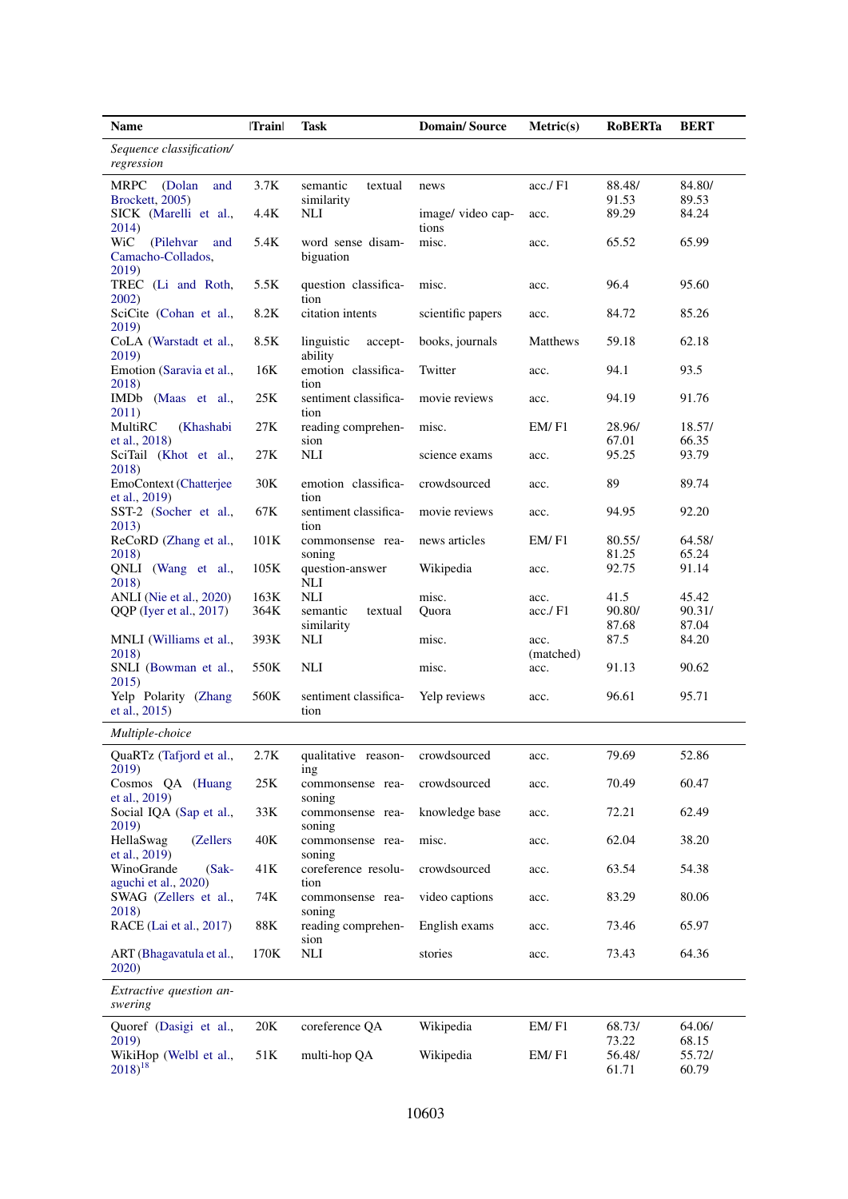| Name | \|Train\| | Task | Domain/ Source | Metric(s) | RoBERTa | BERT |
|---|---|---|---|---|---|---|
| *Sequence classification/ regression* | | | | | | |
| MRPC (Dolan and Brockett, 2005) | 3.7K | semantic textual similarity | news | acc./ F1 | 88.48/ 91.53 | 84.80/ 89.53 |
| SICK (Marelli et al., 2014) | 4.4K | NLI | image/ video captions | acc. | 89.29 | 84.24 |
| WiC (Pilehvar and Camacho-Collados, 2019) | 5.4K | word sense disambiguation | misc. | acc. | 65.52 | 65.99 |
| TREC (Li and Roth, 2002) | 5.5K | question classification | misc. | acc. | 96.4 | 95.60 |
| SciCite (Cohan et al., 2019) | 8.2K | citation intents | scientific papers | acc. | 84.72 | 85.26 |
| CoLA (Warstadt et al., 2019) | 8.5K | linguistic acceptability | books, journals | Matthews | 59.18 | 62.18 |
| Emotion (Saravia et al., 2018) | 16K | emotion classification | Twitter | acc. | 94.1 | 93.5 |
| IMDb (Maas et al., 2011) | 25K | sentiment classification | movie reviews | acc. | 94.19 | 91.76 |
| MultiRC (Khashabi et al., 2018) | 27K | reading comprehension | misc. | EM/ F1 | 28.96/ 67.01 | 18.57/ 66.35 |
| SciTail (Khot et al., 2018) | 27K | NLI | science exams | acc. | 95.25 | 93.79 |
| EmoContext (Chatterjee et al., 2019) | 30K | emotion classification | crowdsourced | acc. | 89 | 89.74 |
| SST-2 (Socher et al., 2013) | 67K | sentiment classification | movie reviews | acc. | 94.95 | 92.20 |
| ReCoRD (Zhang et al., 2018) | 101K | commonsense reasoning | news articles | EM/ F1 | 80.55/ 81.25 | 64.58/ 65.24 |
| QNLI (Wang et al., 2018) | 105K | question-answer NLI | Wikipedia | acc. | 92.75 | 91.14 |
| ANLI (Nie et al., 2020) | 163K | NLI | misc. | acc. | 41.5 | 45.42 |
| QQP (Iyer et al., 2017) | 364K | semantic textual similarity | Quora | acc./ F1 | 90.80/ 87.68 | 90.31/ 87.04 |
| MNLI (Williams et al., 2018) | 393K | NLI | misc. | acc. (matched) | 87.5 | 84.20 |
| SNLI (Bowman et al., 2015) | 550K | NLI | misc. | acc. | 91.13 | 90.62 |
| Yelp Polarity (Zhang et al., 2015) | 560K | sentiment classification | Yelp reviews | acc. | 96.61 | 95.71 |
| *Multiple-choice* | | | | | | |
| QuaRTz (Tafjord et al., 2019) | 2.7K | qualitative reasoning | crowdsourced | acc. | 79.69 | 52.86 |
| Cosmos QA (Huang et al., 2019) | 25K | commonsense reasoning | crowdsourced | acc. | 70.49 | 60.47 |
| Social IQA (Sap et al., 2019) | 33K | commonsense reasoning | knowledge base | acc. | 72.21 | 62.49 |
| HellaSwag (Zellers et al., 2019) | 40K | commonsense reasoning | misc. | acc. | 62.04 | 38.20 |
| WinoGrande (Sakaguchi et al., 2020) | 41K | coreference resolution | crowdsourced | acc. | 63.54 | 54.38 |
| SWAG (Zellers et al., 2018) | 74K | commonsense reasoning | video captions | acc. | 83.29 | 80.06 |
| RACE (Lai et al., 2017) | 88K | reading comprehension | English exams | acc. | 73.46 | 65.97 |
| ART (Bhagavatula et al., 2020) | 170K | NLI | stories | acc. | 73.43 | 64.36 |
| *Extractive question answering* | | | | | | |
| Quoref (Dasigi et al., 2019) | 20K | coreference QA | Wikipedia | EM/ F1 | 68.73/ 73.22 | 64.06/ 68.15 |
| WikiHop (Welbl et al., 2018)[18] | 51K | multi-hop QA | Wikipedia | EM/ F1 | 56.48/ 61.71 | 55.72/ 60.79 |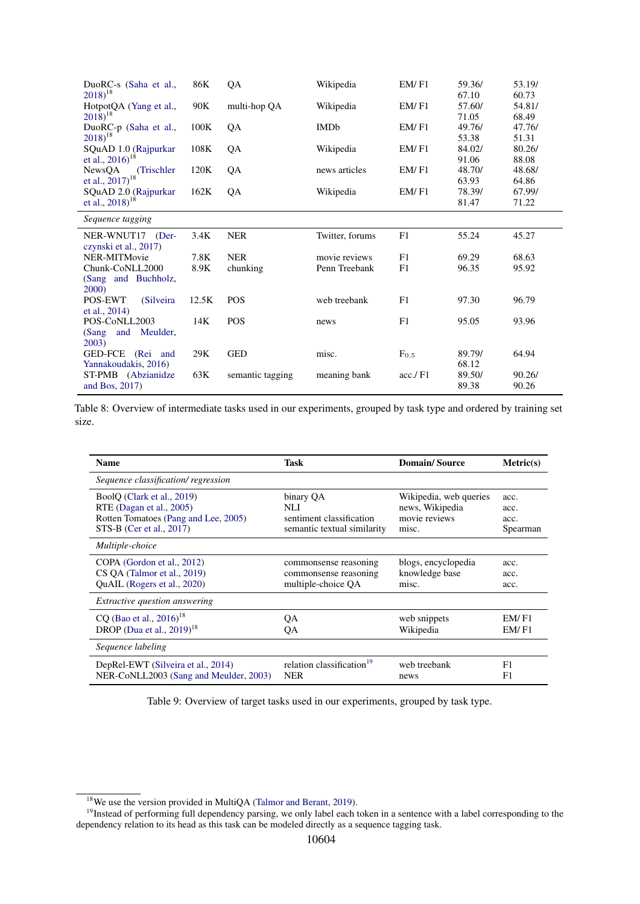| | | | | | | |
|---|---|---|---|---|---|---|
| DuoRC-s (Saha et al., 2018)[18] | 86K | QA | Wikipedia | EM/ F1 | 59.36/ 67.10 | 53.19/ 60.73 |
| HotpotQA (Yang et al., 2018)[18] | 90K | multi-hop QA | Wikipedia | EM/ F1 | 57.60/ 71.05 | 54.81/ 68.49 |
| DuoRC-p (Saha et al., 2018)[18] | 100K | QA | IMDb | EM/ F1 | 49.76/ 53.38 | 47.76/ 51.31 |
| SQuAD 1.0 (Rajpurkar et al., 2016)[18] | 108K | QA | Wikipedia | EM/ F1 | 84.02/ 91.06 | 80.26/ 88.08 |
| NewsQA (Trischler et al., 2017)[18] | 120K | QA | news articles | EM/ F1 | 48.70/ 63.93 | 48.68/ 64.86 |
| SQuAD 2.0 (Rajpurkar et al., 2018)[18] | 162K | QA | Wikipedia | EM/ F1 | 78.39/ 81.47 | 67.99/ 71.22 |
| *Sequence tagging* | | | | | | |
| NER-WNUT17 (Derczynski et al., 2017) | 3.4K | NER | Twitter, forums | F1 | 55.24 | 45.27 |
| NER-MITMovie | 7.8K | NER | movie reviews | F1 | 69.29 | 68.63 |
| Chunk-CoNLL2000 (Sang and Buchholz, 2000) | 8.9K | chunking | Penn Treebank | F1 | 96.35 | 95.92 |
| POS-EWT (Silveira et al., 2014) | 12.5K | POS | web treebank | F1 | 97.30 | 96.79 |
| POS-CoNLL2003 (Sang and Meulder, 2003) | 14K | POS | news | F1 | 95.05 | 93.96 |
| GED-FCE (Rei and Yannakoudakis, 2016) | 29K | GED | misc. | $F_{0.5}$ | 89.79/ 68.12 | 64.94 |
| ST-PMB (Abzianidze and Bos, 2017) | 63K | semantic tagging | meaning bank | acc./ F1 | 89.50/ 89.38 | 90.26/ 90.26 |

Table 8: Overview of intermediate tasks used in our experiments, grouped by task type and ordered by training set size.

| Name | Task | Domain/ Source | Metric(s) |
|---|---|---|---|
| *Sequence classification/ regression* | | | |
| BoolQ (Clark et al., 2019) | binary QA | Wikipedia, web queries | acc. |
| RTE (Dagan et al., 2005) | NLI | news, Wikipedia | acc. |
| Rotten Tomatoes (Pang and Lee, 2005) | sentiment classification | movie reviews | acc. |
| STS-B (Cer et al., 2017) | semantic textual similarity | misc. | Spearman |
| *Multiple-choice* | | | |
| COPA (Gordon et al., 2012) | commonsense reasoning | blogs, encyclopedia | acc. |
| CS QA (Talmor et al., 2019) | commonsense reasoning | knowledge base | acc. |
| QuAIL (Rogers et al., 2020) | multiple-choice QA | misc. | acc. |
| *Extractive question answering* | | | |
| CQ (Bao et al., 2016)[18] | QA | web snippets | EM/ F1 |
| DROP (Dua et al., 2019)[18] | QA | Wikipedia | EM/ F1 |
| *Sequence labeling* | | | |
| DepRel-EWT (Silveira et al., 2014) | relation classification[19] | web treebank | F1 |
| NER-CoNLL2003 (Sang and Meulder, 2003) | NER | news | F1 |

Table 9: Overview of target tasks used in our experiments, grouped by task type.

[18] We use the version provided in MultiQA (Talmor and Berant, 2019).

[19] Instead of performing full dependency parsing, we only label each token in a sentence with a label corresponding to the dependency relation to its head as this task can be modeled directly as a sequence tagging task.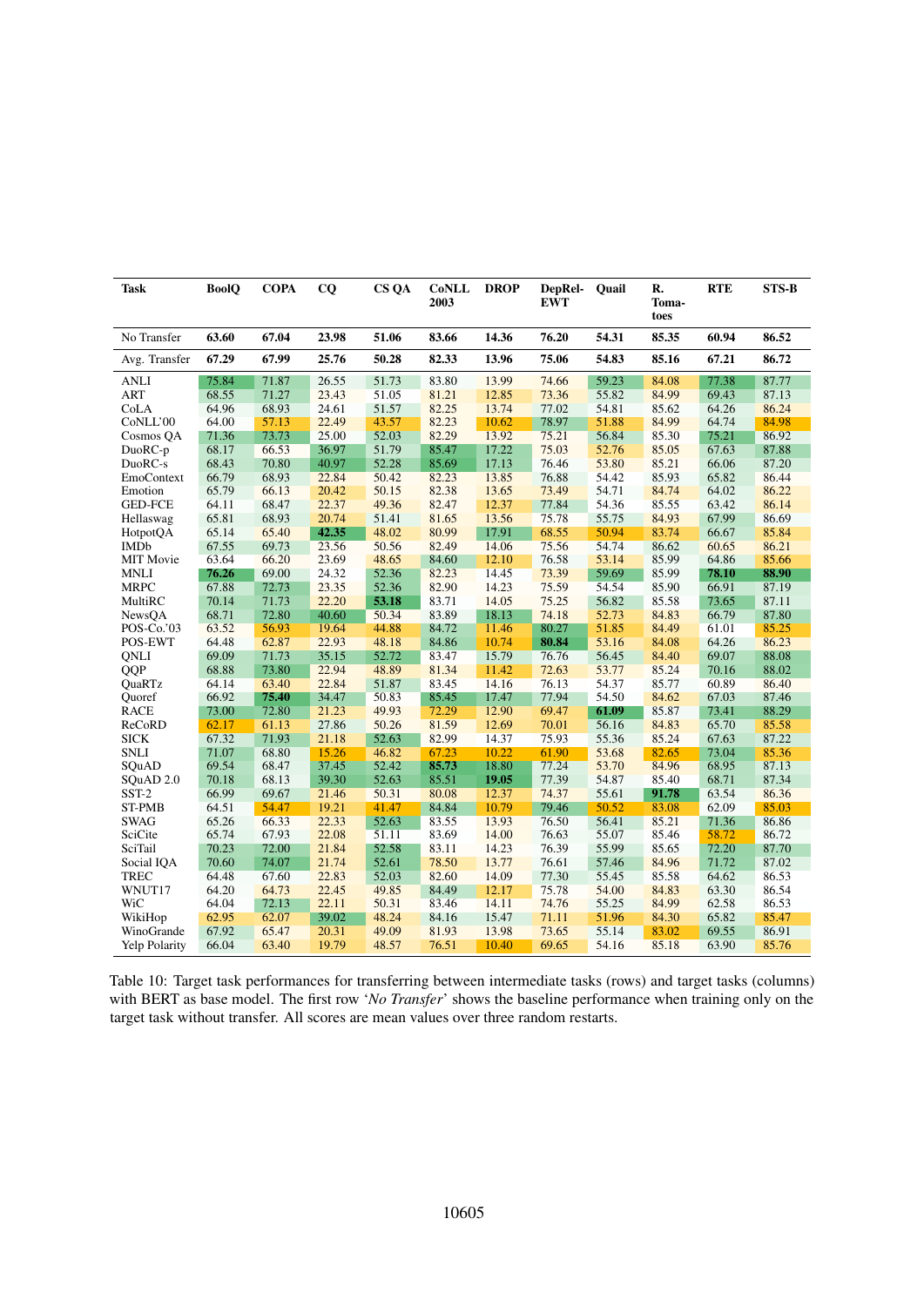| Task | BoolQ | COPA | CQ | CS QA | CoNLL 2003 | DROP | DepRel-EWT | Quail | R. Tomatoes | RTE | STS-B |
|---|---|---|---|---|---|---|---|---|---|---|---|
| No Transfer | **63.60** | **67.04** | **23.98** | **51.06** | **83.66** | **14.36** | **76.20** | **54.31** | **85.35** | **60.94** | **86.52** |
| Avg. Transfer | **67.29** | **67.99** | **25.76** | **50.28** | **82.33** | **13.96** | **75.06** | **54.83** | **85.16** | **67.21** | **86.72** |
| ANLI | 75.84 | 71.87 | 26.55 | 51.73 | 83.80 | 13.99 | 74.66 | 59.23 | 84.08 | 77.38 | 87.77 |
| ART | 68.55 | 71.27 | 23.43 | 51.05 | 81.21 | 12.85 | 73.36 | 55.82 | 84.99 | 69.43 | 87.13 |
| CoLA | 64.96 | 68.93 | 24.61 | 51.57 | 82.25 | 13.74 | 77.02 | 54.81 | 85.62 | 64.26 | 86.24 |
| CoNLL'00 | 64.00 | 57.13 | 22.49 | 43.57 | 82.23 | 10.62 | 78.97 | 51.88 | 84.99 | 64.74 | 84.98 |
| Cosmos QA | 71.36 | 73.73 | 25.00 | 52.03 | 82.29 | 13.92 | 75.21 | 56.84 | 85.30 | 75.21 | 86.92 |
| DuoRC-p | 68.17 | 66.53 | 36.97 | 51.79 | 85.47 | 17.22 | 75.03 | 52.76 | 85.05 | 67.63 | 87.88 |
| DuoRC-s | 68.43 | 70.80 | 40.97 | 52.28 | 85.69 | 17.13 | 76.46 | 53.80 | 85.21 | 66.06 | 87.20 |
| EmoContext | 66.79 | 68.93 | 22.84 | 50.42 | 82.23 | 13.85 | 76.88 | 54.42 | 85.93 | 65.82 | 86.44 |
| Emotion | 65.79 | 66.13 | 20.42 | 50.15 | 82.38 | 13.65 | 73.49 | 54.71 | 84.74 | 64.02 | 86.22 |
| GED-FCE | 64.11 | 68.47 | 22.37 | 49.36 | 82.47 | 12.37 | 77.84 | 54.36 | 85.55 | 63.42 | 86.14 |
| Hellaswag | 65.81 | 68.93 | 20.74 | 51.41 | 81.65 | 13.56 | 75.78 | 55.75 | 84.93 | 67.99 | 86.69 |
| HotpotQA | 65.14 | 65.40 | **42.35** | 48.02 | 80.99 | 17.91 | 68.55 | 50.94 | 83.74 | 66.67 | 85.84 |
| IMDb | 67.55 | 69.73 | 23.56 | 50.56 | 82.49 | 14.06 | 75.56 | 54.74 | 86.62 | 60.65 | 86.21 |
| MIT Movie | 63.64 | 66.20 | 23.69 | 48.65 | 84.60 | 12.10 | 76.58 | 53.14 | 85.99 | 64.86 | 85.66 |
| MNLI | **76.26** | 69.00 | 24.32 | 52.36 | 82.23 | 14.45 | 73.39 | 59.69 | 85.99 | **78.10** | **88.90** |
| MRPC | 67.88 | 72.73 | 23.35 | 52.36 | 82.90 | 14.23 | 75.59 | 54.54 | 85.90 | 66.91 | 87.19 |
| MultiRC | 70.14 | 71.73 | 22.20 | **53.18** | 83.71 | 14.05 | 75.25 | 56.82 | 85.58 | 73.65 | 87.11 |
| NewsQA | 68.71 | 72.80 | 40.60 | 50.34 | 83.89 | 18.13 | 74.18 | 52.73 | 84.83 | 66.79 | 87.80 |
| POS-Co.'03 | 63.52 | 56.93 | 19.64 | 44.88 | 84.72 | 11.46 | 80.27 | 51.85 | 84.49 | 61.01 | 85.25 |
| POS-EWT | 64.48 | 62.87 | 22.93 | 48.18 | 84.86 | 10.74 | **80.84** | 53.16 | 84.08 | 64.26 | 86.23 |
| QNLI | 69.09 | 71.73 | 35.15 | 52.72 | 83.47 | 15.79 | 76.76 | 56.45 | 84.40 | 69.07 | 88.08 |
| QQP | 68.88 | 73.80 | 22.94 | 48.89 | 81.34 | 11.42 | 72.63 | 53.77 | 85.24 | 70.16 | 88.02 |
| QuaRTz | 64.14 | 63.40 | 22.84 | 51.87 | 83.45 | 14.16 | 76.13 | 54.37 | 85.77 | 60.89 | 86.40 |
| Quoref | 66.92 | **75.40** | 34.47 | 50.83 | 85.45 | 17.47 | 77.94 | 54.50 | 84.62 | 67.03 | 87.46 |
| RACE | 73.00 | 72.80 | 21.23 | 49.93 | 72.29 | 12.90 | 69.47 | **61.09** | 85.87 | 73.41 | 88.29 |
| ReCoRD | 62.17 | 61.13 | 27.86 | 50.26 | 81.59 | 12.69 | 70.01 | 56.16 | 84.83 | 65.70 | 85.58 |
| SICK | 67.32 | 71.93 | 21.18 | 52.63 | 82.99 | 14.37 | 75.93 | 55.36 | 85.24 | 67.63 | 87.22 |
| SNLI | 71.07 | 68.80 | 15.26 | 46.82 | 67.23 | 10.22 | 61.90 | 53.68 | 82.65 | 73.04 | 85.36 |
| SQuAD | 69.54 | 68.47 | 37.45 | 52.42 | **85.73** | 18.80 | 77.24 | 53.70 | 84.96 | 68.95 | 87.13 |
| SQuAD 2.0 | 70.18 | 68.13 | 39.30 | 52.63 | 85.51 | **19.05** | 77.39 | 54.87 | 85.40 | 68.71 | 87.34 |
| SST-2 | 66.99 | 69.67 | 21.46 | 50.31 | 80.08 | 12.37 | 74.37 | 55.61 | **91.78** | 63.54 | 86.36 |
| ST-PMB | 64.51 | 54.47 | 19.21 | 41.47 | 84.84 | 10.79 | 79.46 | 50.52 | 83.08 | 62.09 | 85.03 |
| SWAG | 65.26 | 66.33 | 22.33 | 52.63 | 83.55 | 13.93 | 76.50 | 56.41 | 85.21 | 71.36 | 86.86 |
| SciCite | 65.74 | 67.93 | 22.08 | 51.11 | 83.69 | 14.00 | 76.63 | 55.07 | 85.46 | 58.72 | 86.72 |
| SciTail | 70.23 | 72.00 | 21.84 | 52.58 | 83.11 | 14.23 | 76.39 | 55.99 | 85.65 | 72.20 | 87.70 |
| Social IQA | 70.60 | 74.07 | 21.74 | 52.61 | 78.50 | 13.77 | 76.61 | 57.46 | 84.96 | 71.72 | 87.02 |
| TREC | 64.48 | 67.60 | 22.83 | 52.03 | 82.60 | 14.09 | 77.30 | 55.45 | 85.58 | 64.62 | 86.53 |
| WNUT17 | 64.20 | 64.73 | 22.45 | 49.85 | 84.49 | 12.17 | 75.78 | 54.00 | 84.83 | 63.30 | 86.54 |
| WiC | 64.04 | 72.13 | 22.11 | 50.31 | 83.46 | 14.11 | 74.76 | 55.25 | 84.99 | 62.58 | 86.53 |
| WikiHop | 62.95 | 62.07 | 39.02 | 48.24 | 84.16 | 15.47 | 71.11 | 51.96 | 84.30 | 65.82 | 85.47 |
| WinoGrande | 67.92 | 65.47 | 20.31 | 49.09 | 81.93 | 13.98 | 73.65 | 55.14 | 83.02 | 69.55 | 86.91 |
| Yelp Polarity | 66.04 | 63.40 | 19.79 | 48.57 | 76.51 | 10.40 | 69.65 | 54.16 | 85.18 | 63.90 | 85.76 |

Table 10: Target task performances for transferring between intermediate tasks (rows) and target tasks (columns) with BERT as base model. The first row '*No Transfer*' shows the baseline performance when training only on the target task without transfer. All scores are mean values over three random restarts.